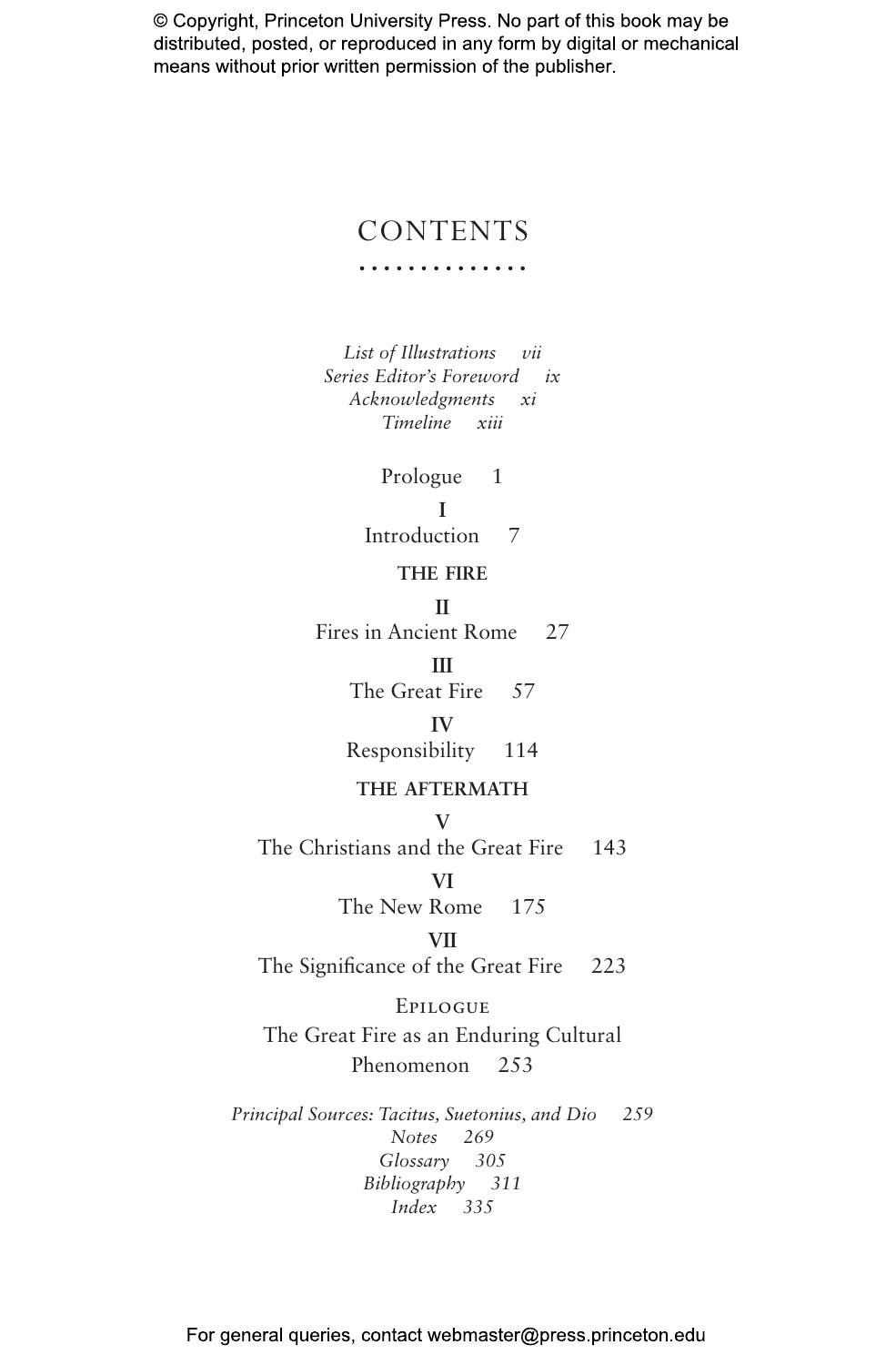# CONTENTS

*List of Illustrations* vii
*Series Editor's Foreword* ix
*Acknowledgments* xi
*Timeline* xiii

Prologue 1

**I**
Introduction 7

**THE FIRE**

**II**
Fires in Ancient Rome 27

**III**
The Great Fire 57

**IV**
Responsibility 114

**THE AFTERMATH**

**V**
The Christians and the Great Fire 143

**VI**
The New Rome 175

**VII**
The Significance of the Great Fire 223

Epilogue
The Great Fire as an Enduring Cultural Phenomenon 253

*Principal Sources: Tacitus, Suetonius, and Dio* 259
*Notes* 269
*Glossary* 305
*Bibliography* 311
*Index* 335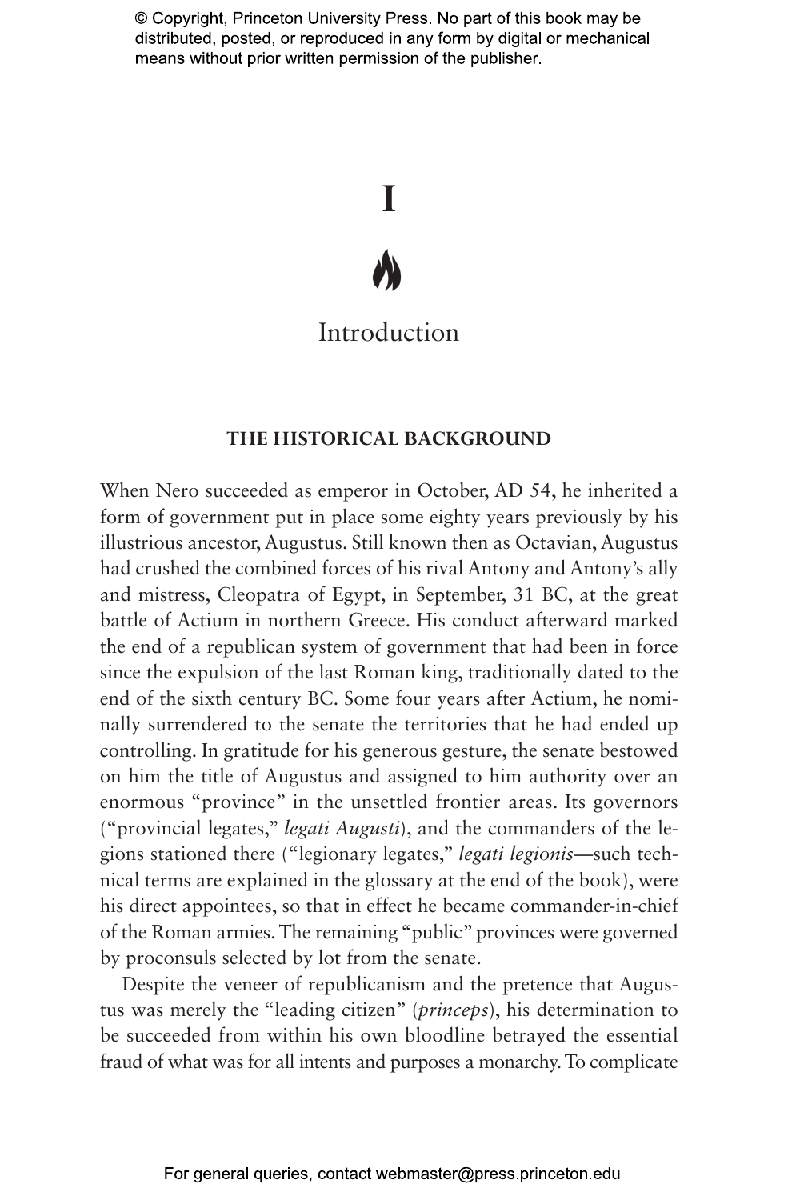# I

## Introduction

### THE HISTORICAL BACKGROUND

When Nero succeeded as emperor in October, AD 54, he inherited a form of government put in place some eighty years previously by his illustrious ancestor, Augustus. Still known then as Octavian, Augustus had crushed the combined forces of his rival Antony and Antony's ally and mistress, Cleopatra of Egypt, in September, 31 BC, at the great battle of Actium in northern Greece. His conduct afterward marked the end of a republican system of government that had been in force since the expulsion of the last Roman king, traditionally dated to the end of the sixth century BC. Some four years after Actium, he nominally surrendered to the senate the territories that he had ended up controlling. In gratitude for his generous gesture, the senate bestowed on him the title of Augustus and assigned to him authority over an enormous "province" in the unsettled frontier areas. Its governors ("provincial legates," *legati Augusti*), and the commanders of the legions stationed there ("legionary legates," *legati legionis*—such technical terms are explained in the glossary at the end of the book), were his direct appointees, so that in effect he became commander-in-chief of the Roman armies. The remaining "public" provinces were governed by proconsuls selected by lot from the senate.

Despite the veneer of republicanism and the pretence that Augustus was merely the "leading citizen" (*princeps*), his determination to be succeeded from within his own bloodline betrayed the essential fraud of what was for all intents and purposes a monarchy. To complicate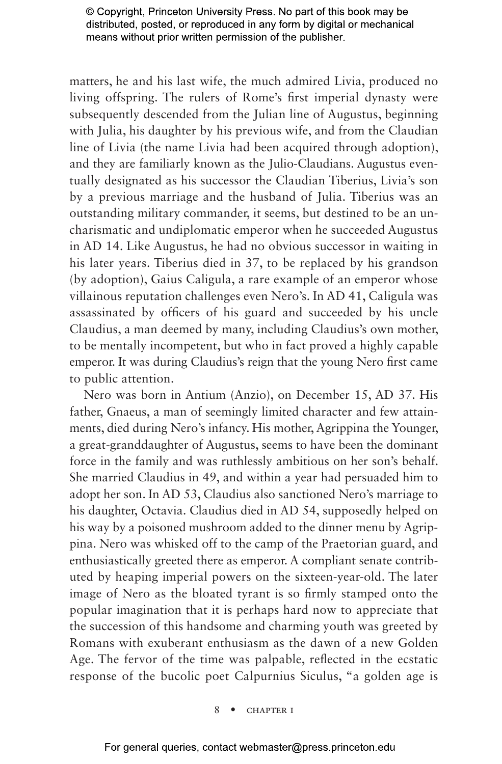matters, he and his last wife, the much admired Livia, produced no living offspring. The rulers of Rome's first imperial dynasty were subsequently descended from the Julian line of Augustus, beginning with Julia, his daughter by his previous wife, and from the Claudian line of Livia (the name Livia had been acquired through adoption), and they are familiarly known as the Julio-Claudians. Augustus eventually designated as his successor the Claudian Tiberius, Livia's son by a previous marriage and the husband of Julia. Tiberius was an outstanding military commander, it seems, but destined to be an uncharismatic and undiplomatic emperor when he succeeded Augustus in AD 14. Like Augustus, he had no obvious successor in waiting in his later years. Tiberius died in 37, to be replaced by his grandson (by adoption), Gaius Caligula, a rare example of an emperor whose villainous reputation challenges even Nero's. In AD 41, Caligula was assassinated by officers of his guard and succeeded by his uncle Claudius, a man deemed by many, including Claudius's own mother, to be mentally incompetent, but who in fact proved a highly capable emperor. It was during Claudius's reign that the young Nero first came to public attention.

Nero was born in Antium (Anzio), on December 15, AD 37. His father, Gnaeus, a man of seemingly limited character and few attainments, died during Nero's infancy. His mother, Agrippina the Younger, a great-granddaughter of Augustus, seems to have been the dominant force in the family and was ruthlessly ambitious on her son's behalf. She married Claudius in 49, and within a year had persuaded him to adopt her son. In AD 53, Claudius also sanctioned Nero's marriage to his daughter, Octavia. Claudius died in AD 54, supposedly helped on his way by a poisoned mushroom added to the dinner menu by Agrippina. Nero was whisked off to the camp of the Praetorian guard, and enthusiastically greeted there as emperor. A compliant senate contributed by heaping imperial powers on the sixteen-year-old. The later image of Nero as the bloated tyrant is so firmly stamped onto the popular imagination that it is perhaps hard now to appreciate that the succession of this handsome and charming youth was greeted by Romans with exuberant enthusiasm as the dawn of a new Golden Age. The fervor of the time was palpable, reflected in the ecstatic response of the bucolic poet Calpurnius Siculus, "a golden age is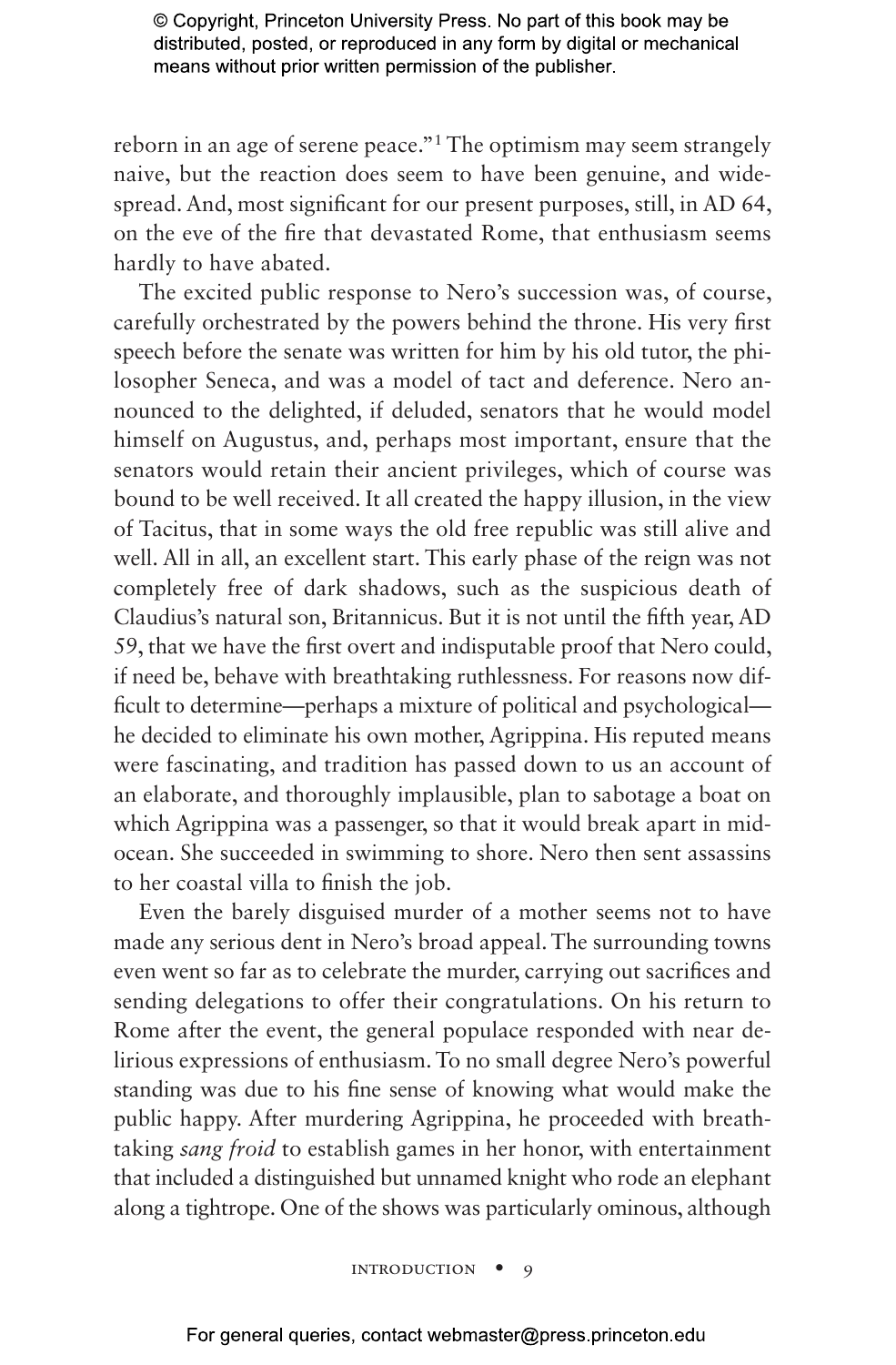reborn in an age of serene peace."[1] The optimism may seem strangely naive, but the reaction does seem to have been genuine, and widespread. And, most significant for our present purposes, still, in AD 64, on the eve of the fire that devastated Rome, that enthusiasm seems hardly to have abated.

The excited public response to Nero's succession was, of course, carefully orchestrated by the powers behind the throne. His very first speech before the senate was written for him by his old tutor, the philosopher Seneca, and was a model of tact and deference. Nero announced to the delighted, if deluded, senators that he would model himself on Augustus, and, perhaps most important, ensure that the senators would retain their ancient privileges, which of course was bound to be well received. It all created the happy illusion, in the view of Tacitus, that in some ways the old free republic was still alive and well. All in all, an excellent start. This early phase of the reign was not completely free of dark shadows, such as the suspicious death of Claudius's natural son, Britannicus. But it is not until the fifth year, AD 59, that we have the first overt and indisputable proof that Nero could, if need be, behave with breathtaking ruthlessness. For reasons now difficult to determine—perhaps a mixture of political and psychological—he decided to eliminate his own mother, Agrippina. His reputed means were fascinating, and tradition has passed down to us an account of an elaborate, and thoroughly implausible, plan to sabotage a boat on which Agrippina was a passenger, so that it would break apart in mid-ocean. She succeeded in swimming to shore. Nero then sent assassins to her coastal villa to finish the job.

Even the barely disguised murder of a mother seems not to have made any serious dent in Nero's broad appeal. The surrounding towns even went so far as to celebrate the murder, carrying out sacrifices and sending delegations to offer their congratulations. On his return to Rome after the event, the general populace responded with near delirious expressions of enthusiasm. To no small degree Nero's powerful standing was due to his fine sense of knowing what would make the public happy. After murdering Agrippina, he proceeded with breathtaking *sang froid* to establish games in her honor, with entertainment that included a distinguished but unnamed knight who rode an elephant along a tightrope. One of the shows was particularly ominous, although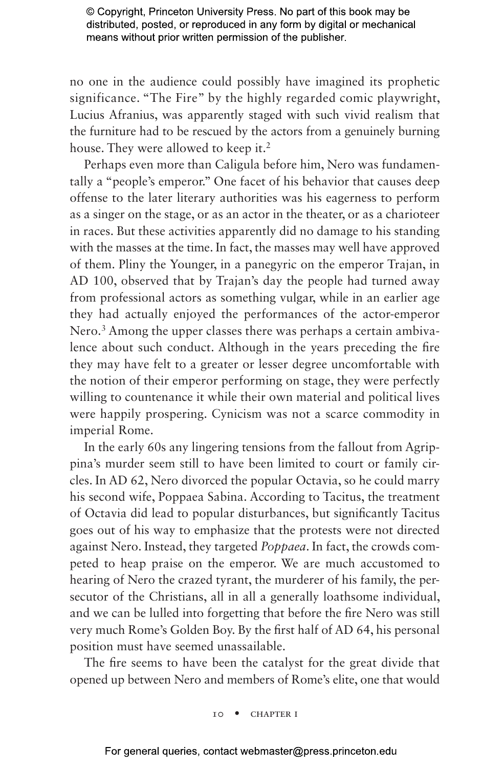no one in the audience could possibly have imagined its prophetic significance. "The Fire" by the highly regarded comic playwright, Lucius Afranius, was apparently staged with such vivid realism that the furniture had to be rescued by the actors from a genuinely burning house. They were allowed to keep it.[2]

Perhaps even more than Caligula before him, Nero was fundamentally a "people's emperor." One facet of his behavior that causes deep offense to the later literary authorities was his eagerness to perform as a singer on the stage, or as an actor in the theater, or as a charioteer in races. But these activities apparently did no damage to his standing with the masses at the time. In fact, the masses may well have approved of them. Pliny the Younger, in a panegyric on the emperor Trajan, in AD 100, observed that by Trajan's day the people had turned away from professional actors as something vulgar, while in an earlier age they had actually enjoyed the performances of the actor-emperor Nero.[3] Among the upper classes there was perhaps a certain ambivalence about such conduct. Although in the years preceding the fire they may have felt to a greater or lesser degree uncomfortable with the notion of their emperor performing on stage, they were perfectly willing to countenance it while their own material and political lives were happily prospering. Cynicism was not a scarce commodity in imperial Rome.

In the early 60s any lingering tensions from the fallout from Agrippina's murder seem still to have been limited to court or family circles. In AD 62, Nero divorced the popular Octavia, so he could marry his second wife, Poppaea Sabina. According to Tacitus, the treatment of Octavia did lead to popular disturbances, but significantly Tacitus goes out of his way to emphasize that the protests were not directed against Nero. Instead, they targeted *Poppaea*. In fact, the crowds competed to heap praise on the emperor. We are much accustomed to hearing of Nero the crazed tyrant, the murderer of his family, the persecutor of the Christians, all in all a generally loathsome individual, and we can be lulled into forgetting that before the fire Nero was still very much Rome's Golden Boy. By the first half of AD 64, his personal position must have seemed unassailable.

The fire seems to have been the catalyst for the great divide that opened up between Nero and members of Rome's elite, one that would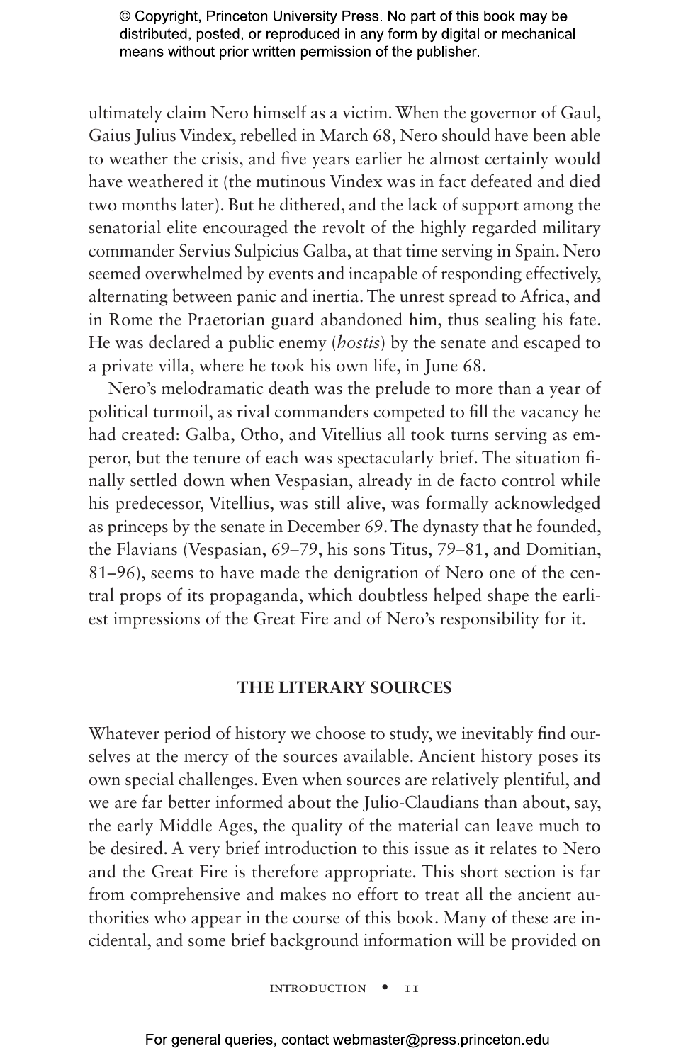ultimately claim Nero himself as a victim. When the governor of Gaul, Gaius Julius Vindex, rebelled in March 68, Nero should have been able to weather the crisis, and five years earlier he almost certainly would have weathered it (the mutinous Vindex was in fact defeated and died two months later). But he dithered, and the lack of support among the senatorial elite encouraged the revolt of the highly regarded military commander Servius Sulpicius Galba, at that time serving in Spain. Nero seemed overwhelmed by events and incapable of responding effectively, alternating between panic and inertia. The unrest spread to Africa, and in Rome the Praetorian guard abandoned him, thus sealing his fate. He was declared a public enemy (*hostis*) by the senate and escaped to a private villa, where he took his own life, in June 68.

Nero's melodramatic death was the prelude to more than a year of political turmoil, as rival commanders competed to fill the vacancy he had created: Galba, Otho, and Vitellius all took turns serving as emperor, but the tenure of each was spectacularly brief. The situation finally settled down when Vespasian, already in de facto control while his predecessor, Vitellius, was still alive, was formally acknowledged as princeps by the senate in December 69. The dynasty that he founded, the Flavians (Vespasian, 69–79, his sons Titus, 79–81, and Domitian, 81–96), seems to have made the denigration of Nero one of the central props of its propaganda, which doubtless helped shape the earliest impressions of the Great Fire and of Nero's responsibility for it.

## THE LITERARY SOURCES

Whatever period of history we choose to study, we inevitably find ourselves at the mercy of the sources available. Ancient history poses its own special challenges. Even when sources are relatively plentiful, and we are far better informed about the Julio-Claudians than about, say, the early Middle Ages, the quality of the material can leave much to be desired. A very brief introduction to this issue as it relates to Nero and the Great Fire is therefore appropriate. This short section is far from comprehensive and makes no effort to treat all the ancient authorities who appear in the course of this book. Many of these are incidental, and some brief background information will be provided on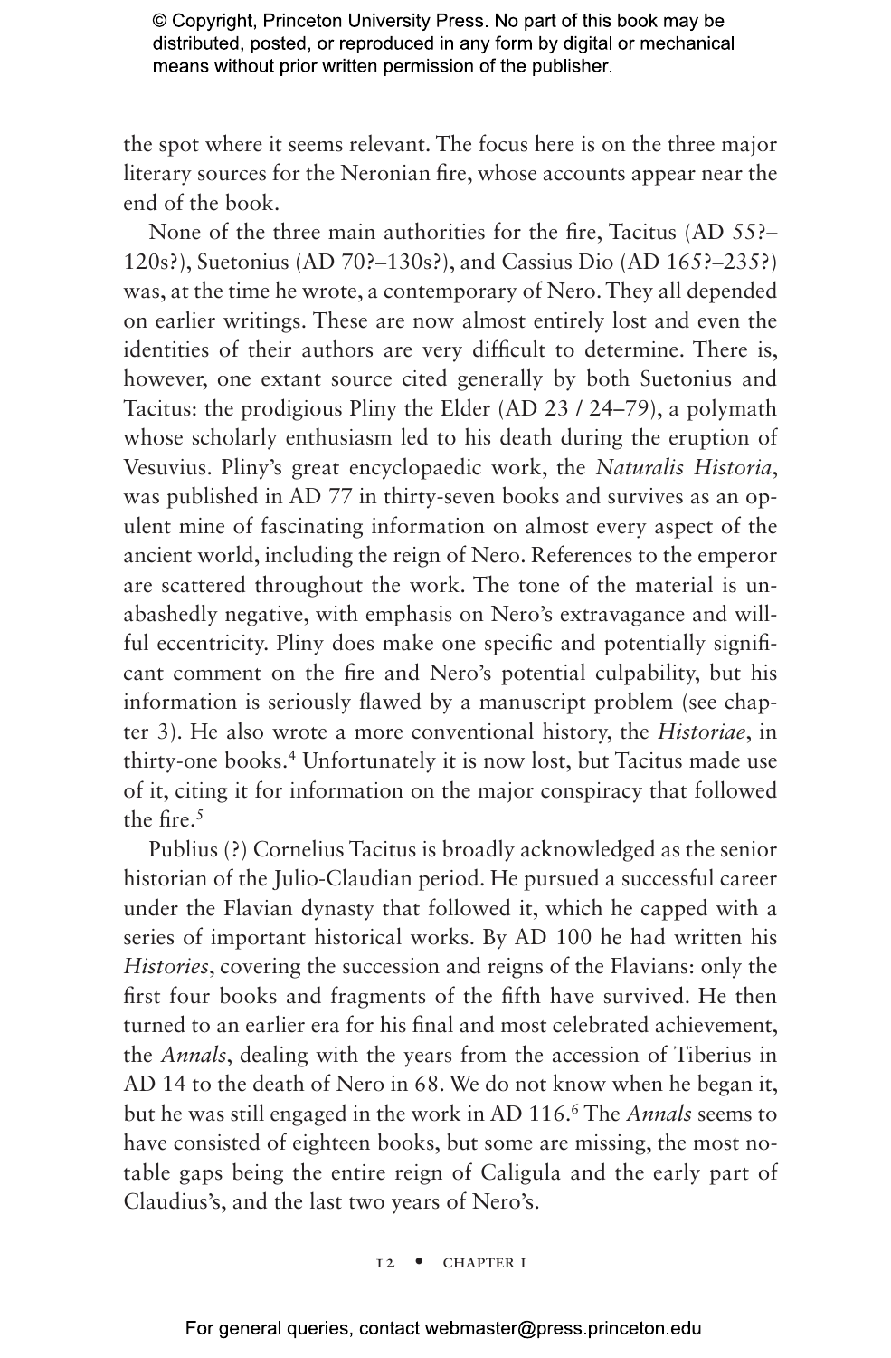the spot where it seems relevant. The focus here is on the three major literary sources for the Neronian fire, whose accounts appear near the end of the book.

None of the three main authorities for the fire, Tacitus (AD 55?–120s?), Suetonius (AD 70?–130s?), and Cassius Dio (AD 165?–235?) was, at the time he wrote, a contemporary of Nero. They all depended on earlier writings. These are now almost entirely lost and even the identities of their authors are very difficult to determine. There is, however, one extant source cited generally by both Suetonius and Tacitus: the prodigious Pliny the Elder (AD 23 / 24–79), a polymath whose scholarly enthusiasm led to his death during the eruption of Vesuvius. Pliny's great encyclopaedic work, the *Naturalis Historia*, was published in AD 77 in thirty-seven books and survives as an opulent mine of fascinating information on almost every aspect of the ancient world, including the reign of Nero. References to the emperor are scattered throughout the work. The tone of the material is unabashedly negative, with emphasis on Nero's extravagance and willful eccentricity. Pliny does make one specific and potentially significant comment on the fire and Nero's potential culpability, but his information is seriously flawed by a manuscript problem (see chapter 3). He also wrote a more conventional history, the *Historiae*, in thirty-one books.[4] Unfortunately it is now lost, but Tacitus made use of it, citing it for information on the major conspiracy that followed the fire.[5]

Publius (?) Cornelius Tacitus is broadly acknowledged as the senior historian of the Julio-Claudian period. He pursued a successful career under the Flavian dynasty that followed it, which he capped with a series of important historical works. By AD 100 he had written his *Histories*, covering the succession and reigns of the Flavians: only the first four books and fragments of the fifth have survived. He then turned to an earlier era for his final and most celebrated achievement, the *Annals*, dealing with the years from the accession of Tiberius in AD 14 to the death of Nero in 68. We do not know when he began it, but he was still engaged in the work in AD 116.[6] The *Annals* seems to have consisted of eighteen books, but some are missing, the most notable gaps being the entire reign of Caligula and the early part of Claudius's, and the last two years of Nero's.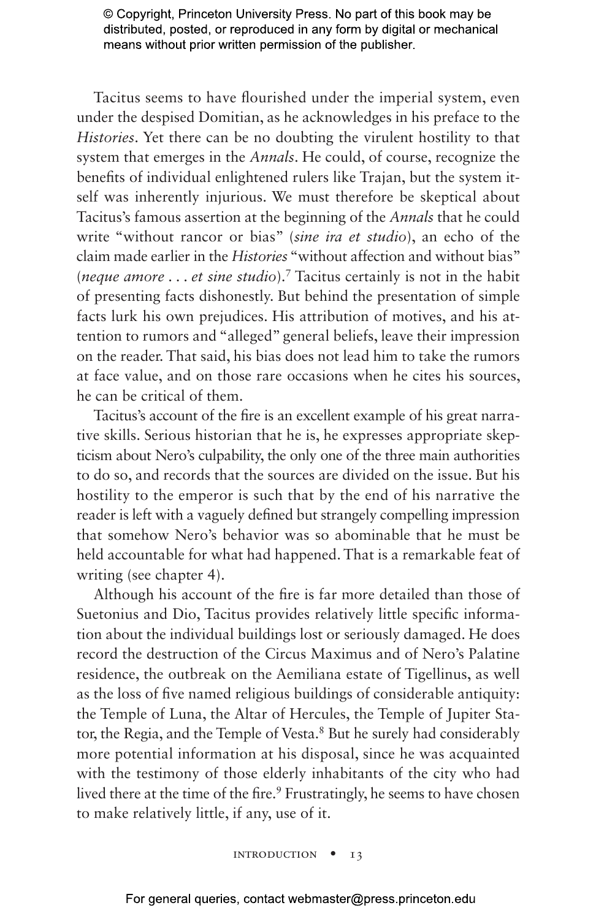Tacitus seems to have flourished under the imperial system, even under the despised Domitian, as he acknowledges in his preface to the *Histories*. Yet there can be no doubting the virulent hostility to that system that emerges in the *Annals*. He could, of course, recognize the benefits of individual enlightened rulers like Trajan, but the system itself was inherently injurious. We must therefore be skeptical about Tacitus's famous assertion at the beginning of the *Annals* that he could write "without rancor or bias" (*sine ira et studio*), an echo of the claim made earlier in the *Histories* "without affection and without bias" (*neque amore . . . et sine studio*).[7] Tacitus certainly is not in the habit of presenting facts dishonestly. But behind the presentation of simple facts lurk his own prejudices. His attribution of motives, and his attention to rumors and "alleged" general beliefs, leave their impression on the reader. That said, his bias does not lead him to take the rumors at face value, and on those rare occasions when he cites his sources, he can be critical of them.

Tacitus's account of the fire is an excellent example of his great narrative skills. Serious historian that he is, he expresses appropriate skepticism about Nero's culpability, the only one of the three main authorities to do so, and records that the sources are divided on the issue. But his hostility to the emperor is such that by the end of his narrative the reader is left with a vaguely defined but strangely compelling impression that somehow Nero's behavior was so abominable that he must be held accountable for what had happened. That is a remarkable feat of writing (see chapter 4).

Although his account of the fire is far more detailed than those of Suetonius and Dio, Tacitus provides relatively little specific information about the individual buildings lost or seriously damaged. He does record the destruction of the Circus Maximus and of Nero's Palatine residence, the outbreak on the Aemiliana estate of Tigellinus, as well as the loss of five named religious buildings of considerable antiquity: the Temple of Luna, the Altar of Hercules, the Temple of Jupiter Stator, the Regia, and the Temple of Vesta.[8] But he surely had considerably more potential information at his disposal, since he was acquainted with the testimony of those elderly inhabitants of the city who had lived there at the time of the fire.[9] Frustratingly, he seems to have chosen to make relatively little, if any, use of it.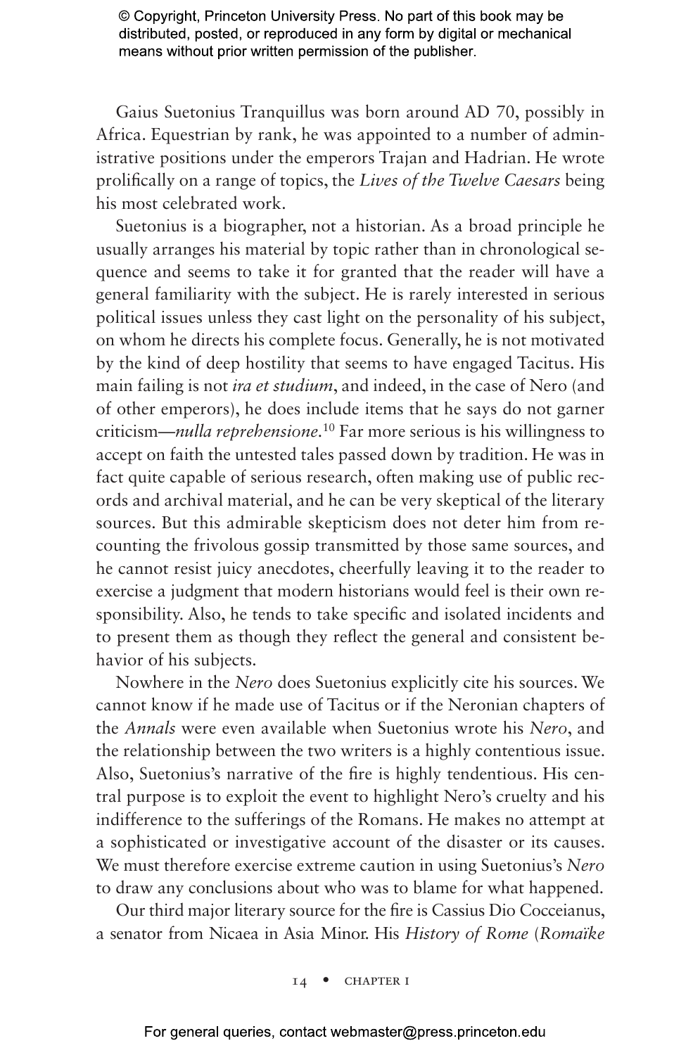Gaius Suetonius Tranquillus was born around AD 70, possibly in Africa. Equestrian by rank, he was appointed to a number of administrative positions under the emperors Trajan and Hadrian. He wrote prolifically on a range of topics, the *Lives of the Twelve Caesars* being his most celebrated work.

Suetonius is a biographer, not a historian. As a broad principle he usually arranges his material by topic rather than in chronological sequence and seems to take it for granted that the reader will have a general familiarity with the subject. He is rarely interested in serious political issues unless they cast light on the personality of his subject, on whom he directs his complete focus. Generally, he is not motivated by the kind of deep hostility that seems to have engaged Tacitus. His main failing is not *ira et studium*, and indeed, in the case of Nero (and of other emperors), he does include items that he says do not garner criticism—*nulla reprehensione*.[10] Far more serious is his willingness to accept on faith the untested tales passed down by tradition. He was in fact quite capable of serious research, often making use of public records and archival material, and he can be very skeptical of the literary sources. But this admirable skepticism does not deter him from recounting the frivolous gossip transmitted by those same sources, and he cannot resist juicy anecdotes, cheerfully leaving it to the reader to exercise a judgment that modern historians would feel is their own responsibility. Also, he tends to take specific and isolated incidents and to present them as though they reflect the general and consistent behavior of his subjects.

Nowhere in the *Nero* does Suetonius explicitly cite his sources. We cannot know if he made use of Tacitus or if the Neronian chapters of the *Annals* were even available when Suetonius wrote his *Nero*, and the relationship between the two writers is a highly contentious issue. Also, Suetonius's narrative of the fire is highly tendentious. His central purpose is to exploit the event to highlight Nero's cruelty and his indifference to the sufferings of the Romans. He makes no attempt at a sophisticated or investigative account of the disaster or its causes. We must therefore exercise extreme caution in using Suetonius's *Nero* to draw any conclusions about who was to blame for what happened.

Our third major literary source for the fire is Cassius Dio Cocceianus, a senator from Nicaea in Asia Minor. His *History of Rome* (*Romaïke*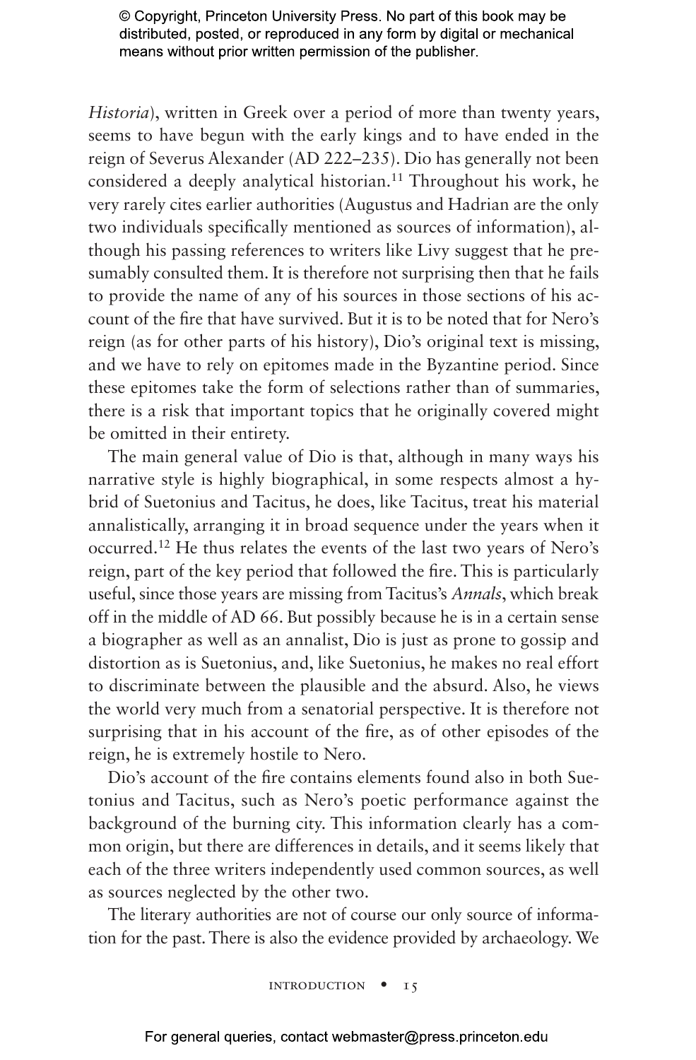*Historia*), written in Greek over a period of more than twenty years, seems to have begun with the early kings and to have ended in the reign of Severus Alexander (AD 222–235). Dio has generally not been considered a deeply analytical historian.[11] Throughout his work, he very rarely cites earlier authorities (Augustus and Hadrian are the only two individuals specifically mentioned as sources of information), although his passing references to writers like Livy suggest that he presumably consulted them. It is therefore not surprising then that he fails to provide the name of any of his sources in those sections of his account of the fire that have survived. But it is to be noted that for Nero's reign (as for other parts of his history), Dio's original text is missing, and we have to rely on epitomes made in the Byzantine period. Since these epitomes take the form of selections rather than of summaries, there is a risk that important topics that he originally covered might be omitted in their entirety.

The main general value of Dio is that, although in many ways his narrative style is highly biographical, in some respects almost a hybrid of Suetonius and Tacitus, he does, like Tacitus, treat his material annalistically, arranging it in broad sequence under the years when it occurred.[12] He thus relates the events of the last two years of Nero's reign, part of the key period that followed the fire. This is particularly useful, since those years are missing from Tacitus's *Annals*, which break off in the middle of AD 66. But possibly because he is in a certain sense a biographer as well as an annalist, Dio is just as prone to gossip and distortion as is Suetonius, and, like Suetonius, he makes no real effort to discriminate between the plausible and the absurd. Also, he views the world very much from a senatorial perspective. It is therefore not surprising that in his account of the fire, as of other episodes of the reign, he is extremely hostile to Nero.

Dio's account of the fire contains elements found also in both Suetonius and Tacitus, such as Nero's poetic performance against the background of the burning city. This information clearly has a common origin, but there are differences in details, and it seems likely that each of the three writers independently used common sources, as well as sources neglected by the other two.

The literary authorities are not of course our only source of information for the past. There is also the evidence provided by archaeology. We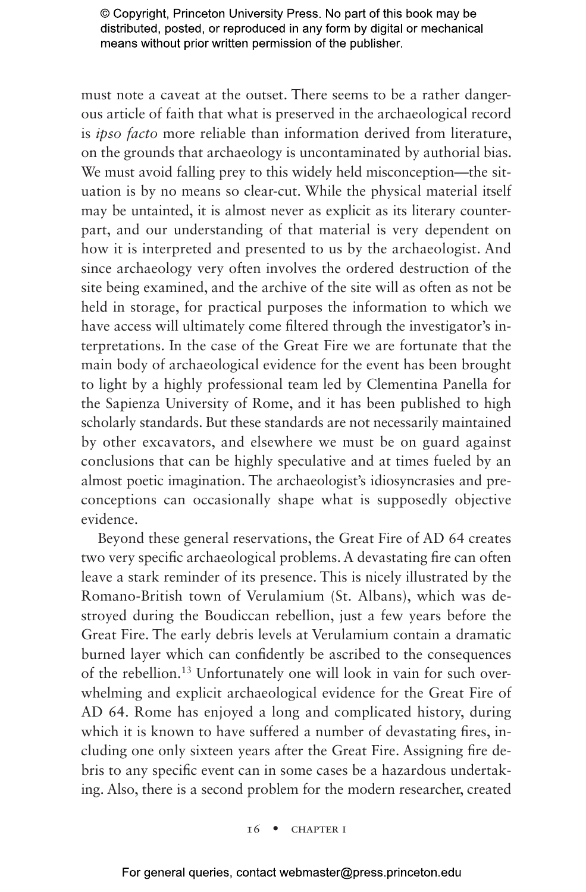must note a caveat at the outset. There seems to be a rather dangerous article of faith that what is preserved in the archaeological record is *ipso facto* more reliable than information derived from literature, on the grounds that archaeology is uncontaminated by authorial bias. We must avoid falling prey to this widely held misconception—the situation is by no means so clear-cut. While the physical material itself may be untainted, it is almost never as explicit as its literary counterpart, and our understanding of that material is very dependent on how it is interpreted and presented to us by the archaeologist. And since archaeology very often involves the ordered destruction of the site being examined, and the archive of the site will as often as not be held in storage, for practical purposes the information to which we have access will ultimately come filtered through the investigator's interpretations. In the case of the Great Fire we are fortunate that the main body of archaeological evidence for the event has been brought to light by a highly professional team led by Clementina Panella for the Sapienza University of Rome, and it has been published to high scholarly standards. But these standards are not necessarily maintained by other excavators, and elsewhere we must be on guard against conclusions that can be highly speculative and at times fueled by an almost poetic imagination. The archaeologist's idiosyncrasies and preconceptions can occasionally shape what is supposedly objective evidence.

Beyond these general reservations, the Great Fire of AD 64 creates two very specific archaeological problems. A devastating fire can often leave a stark reminder of its presence. This is nicely illustrated by the Romano-British town of Verulamium (St. Albans), which was destroyed during the Boudiccan rebellion, just a few years before the Great Fire. The early debris levels at Verulamium contain a dramatic burned layer which can confidently be ascribed to the consequences of the rebellion.[13] Unfortunately one will look in vain for such overwhelming and explicit archaeological evidence for the Great Fire of AD 64. Rome has enjoyed a long and complicated history, during which it is known to have suffered a number of devastating fires, including one only sixteen years after the Great Fire. Assigning fire debris to any specific event can in some cases be a hazardous undertaking. Also, there is a second problem for the modern researcher, created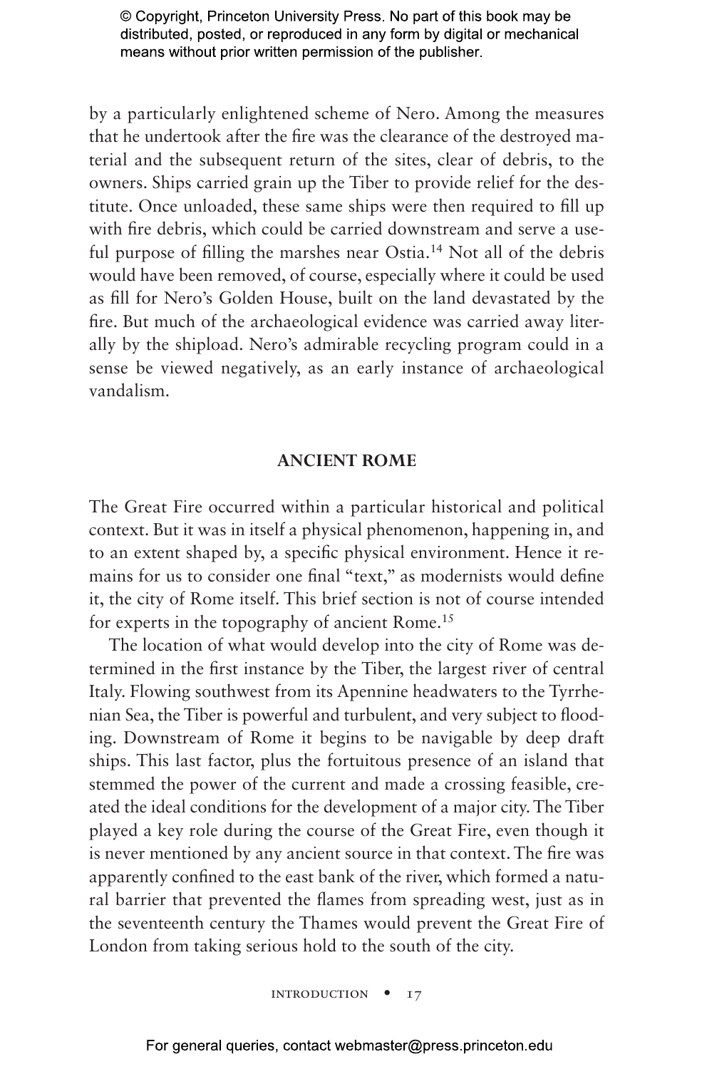by a particularly enlightened scheme of Nero. Among the measures that he undertook after the fire was the clearance of the destroyed material and the subsequent return of the sites, clear of debris, to the owners. Ships carried grain up the Tiber to provide relief for the destitute. Once unloaded, these same ships were then required to fill up with fire debris, which could be carried downstream and serve a useful purpose of filling the marshes near Ostia.[14] Not all of the debris would have been removed, of course, especially where it could be used as fill for Nero's Golden House, built on the land devastated by the fire. But much of the archaeological evidence was carried away literally by the shipload. Nero's admirable recycling program could in a sense be viewed negatively, as an early instance of archaeological vandalism.

## ANCIENT ROME

The Great Fire occurred within a particular historical and political context. But it was in itself a physical phenomenon, happening in, and to an extent shaped by, a specific physical environment. Hence it remains for us to consider one final "text," as modernists would define it, the city of Rome itself. This brief section is not of course intended for experts in the topography of ancient Rome.[15]

The location of what would develop into the city of Rome was determined in the first instance by the Tiber, the largest river of central Italy. Flowing southwest from its Apennine headwaters to the Tyrrhenian Sea, the Tiber is powerful and turbulent, and very subject to flooding. Downstream of Rome it begins to be navigable by deep draft ships. This last factor, plus the fortuitous presence of an island that stemmed the power of the current and made a crossing feasible, created the ideal conditions for the development of a major city. The Tiber played a key role during the course of the Great Fire, even though it is never mentioned by any ancient source in that context. The fire was apparently confined to the east bank of the river, which formed a natural barrier that prevented the flames from spreading west, just as in the seventeenth century the Thames would prevent the Great Fire of London from taking serious hold to the south of the city.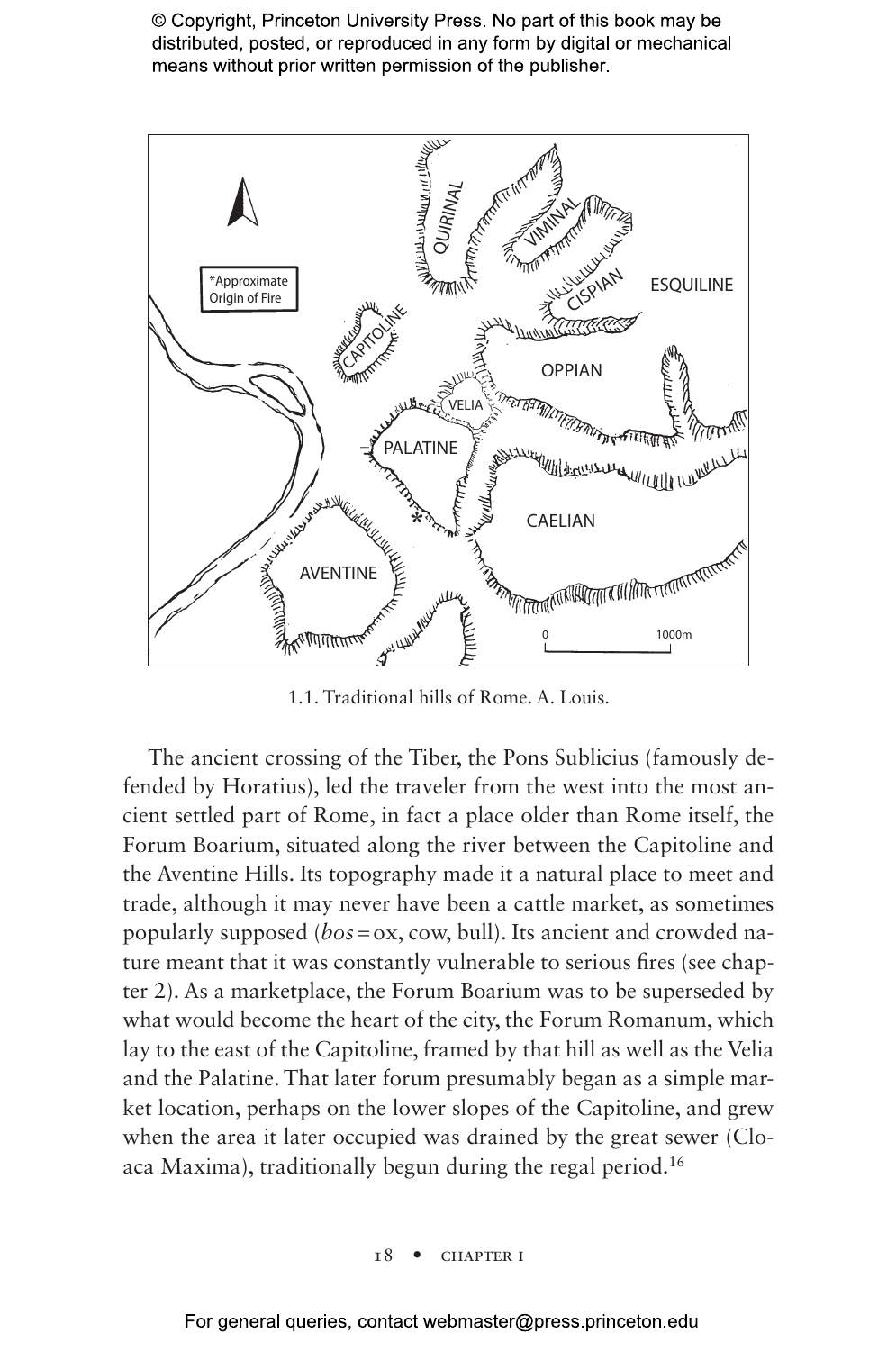1.1. Traditional hills of Rome. A. Louis.

The ancient crossing of the Tiber, the Pons Sublicius (famously defended by Horatius), led the traveler from the west into the most ancient settled part of Rome, in fact a place older than Rome itself, the Forum Boarium, situated along the river between the Capitoline and the Aventine Hills. Its topography made it a natural place to meet and trade, although it may never have been a cattle market, as sometimes popularly supposed (*bos* = ox, cow, bull). Its ancient and crowded nature meant that it was constantly vulnerable to serious fires (see chapter 2). As a marketplace, the Forum Boarium was to be superseded by what would become the heart of the city, the Forum Romanum, which lay to the east of the Capitoline, framed by that hill as well as the Velia and the Palatine. That later forum presumably began as a simple market location, perhaps on the lower slopes of the Capitoline, and grew when the area it later occupied was drained by the great sewer (Cloaca Maxima), traditionally begun during the regal period.[16]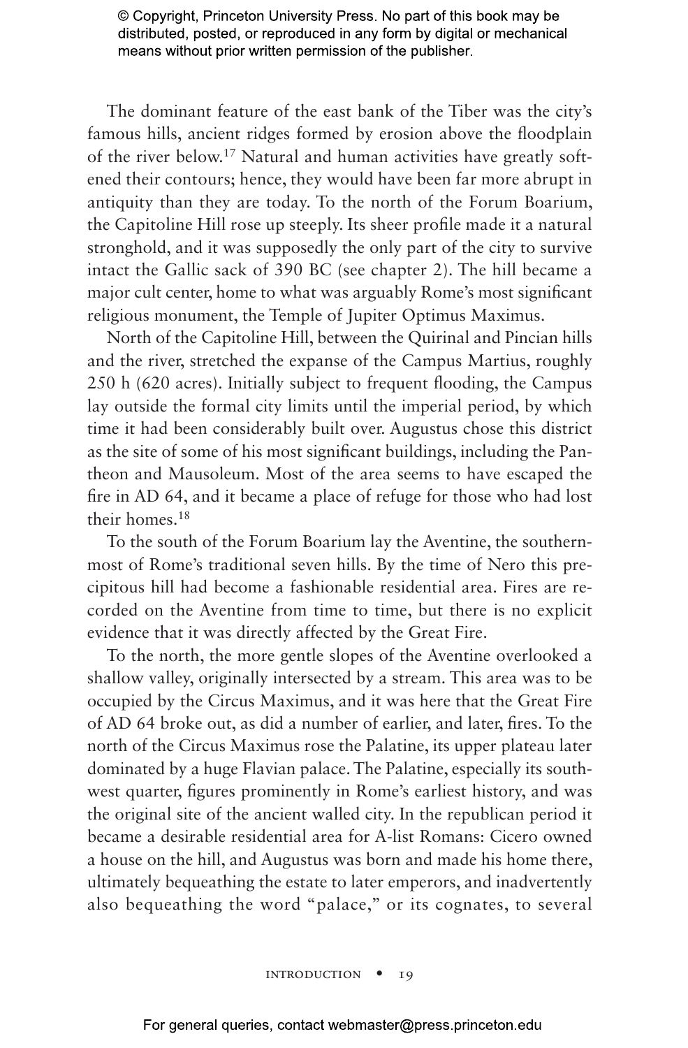The dominant feature of the east bank of the Tiber was the city's famous hills, ancient ridges formed by erosion above the floodplain of the river below.[17] Natural and human activities have greatly softened their contours; hence, they would have been far more abrupt in antiquity than they are today. To the north of the Forum Boarium, the Capitoline Hill rose up steeply. Its sheer profile made it a natural stronghold, and it was supposedly the only part of the city to survive intact the Gallic sack of 390 BC (see chapter 2). The hill became a major cult center, home to what was arguably Rome's most significant religious monument, the Temple of Jupiter Optimus Maximus.

North of the Capitoline Hill, between the Quirinal and Pincian hills and the river, stretched the expanse of the Campus Martius, roughly 250 h (620 acres). Initially subject to frequent flooding, the Campus lay outside the formal city limits until the imperial period, by which time it had been considerably built over. Augustus chose this district as the site of some of his most significant buildings, including the Pantheon and Mausoleum. Most of the area seems to have escaped the fire in AD 64, and it became a place of refuge for those who had lost their homes.[18]

To the south of the Forum Boarium lay the Aventine, the southernmost of Rome's traditional seven hills. By the time of Nero this precipitous hill had become a fashionable residential area. Fires are recorded on the Aventine from time to time, but there is no explicit evidence that it was directly affected by the Great Fire.

To the north, the more gentle slopes of the Aventine overlooked a shallow valley, originally intersected by a stream. This area was to be occupied by the Circus Maximus, and it was here that the Great Fire of AD 64 broke out, as did a number of earlier, and later, fires. To the north of the Circus Maximus rose the Palatine, its upper plateau later dominated by a huge Flavian palace. The Palatine, especially its southwest quarter, figures prominently in Rome's earliest history, and was the original site of the ancient walled city. In the republican period it became a desirable residential area for A-list Romans: Cicero owned a house on the hill, and Augustus was born and made his home there, ultimately bequeathing the estate to later emperors, and inadvertently also bequeathing the word "palace," or its cognates, to several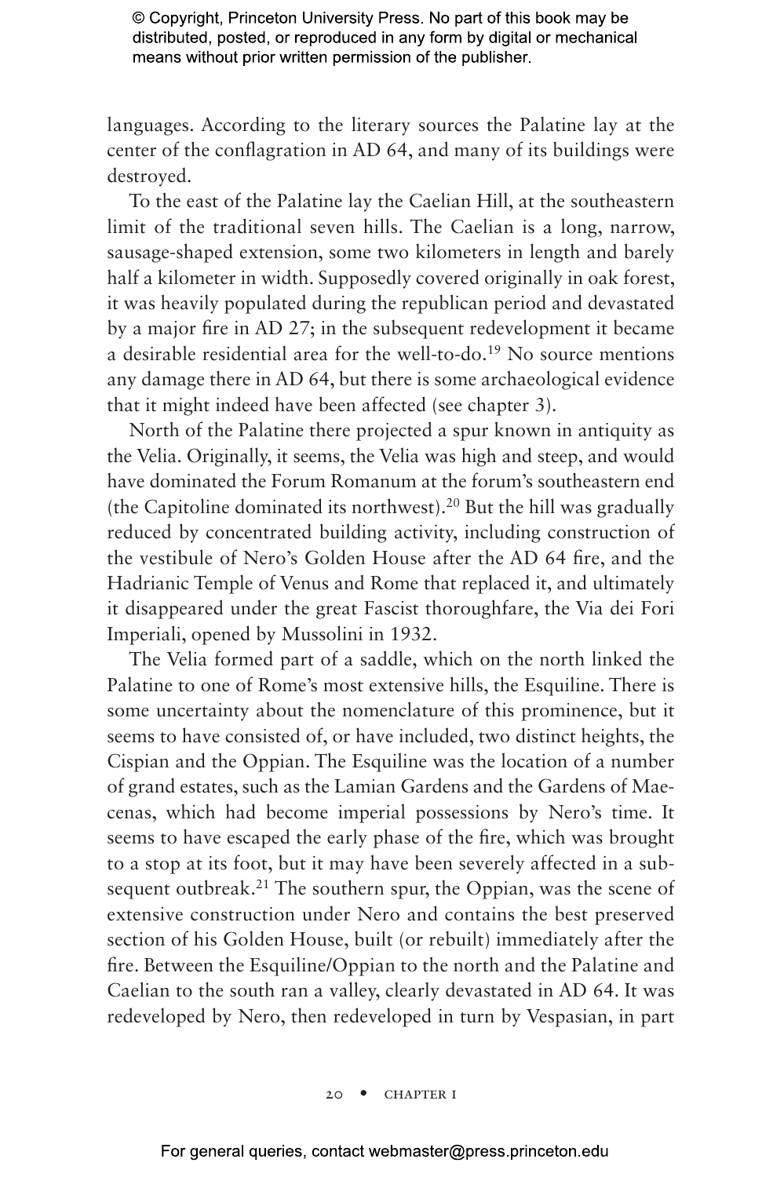languages. According to the literary sources the Palatine lay at the center of the conflagration in AD 64, and many of its buildings were destroyed.

To the east of the Palatine lay the Caelian Hill, at the southeastern limit of the traditional seven hills. The Caelian is a long, narrow, sausage-shaped extension, some two kilometers in length and barely half a kilometer in width. Supposedly covered originally in oak forest, it was heavily populated during the republican period and devastated by a major fire in AD 27; in the subsequent redevelopment it became a desirable residential area for the well-to-do.[19] No source mentions any damage there in AD 64, but there is some archaeological evidence that it might indeed have been affected (see chapter 3).

North of the Palatine there projected a spur known in antiquity as the Velia. Originally, it seems, the Velia was high and steep, and would have dominated the Forum Romanum at the forum's southeastern end (the Capitoline dominated its northwest).[20] But the hill was gradually reduced by concentrated building activity, including construction of the vestibule of Nero's Golden House after the AD 64 fire, and the Hadrianic Temple of Venus and Rome that replaced it, and ultimately it disappeared under the great Fascist thoroughfare, the Via dei Fori Imperiali, opened by Mussolini in 1932.

The Velia formed part of a saddle, which on the north linked the Palatine to one of Rome's most extensive hills, the Esquiline. There is some uncertainty about the nomenclature of this prominence, but it seems to have consisted of, or have included, two distinct heights, the Cispian and the Oppian. The Esquiline was the location of a number of grand estates, such as the Lamian Gardens and the Gardens of Maecenas, which had become imperial possessions by Nero's time. It seems to have escaped the early phase of the fire, which was brought to a stop at its foot, but it may have been severely affected in a subsequent outbreak.[21] The southern spur, the Oppian, was the scene of extensive construction under Nero and contains the best preserved section of his Golden House, built (or rebuilt) immediately after the fire. Between the Esquiline/Oppian to the north and the Palatine and Caelian to the south ran a valley, clearly devastated in AD 64. It was redeveloped by Nero, then redeveloped in turn by Vespasian, in part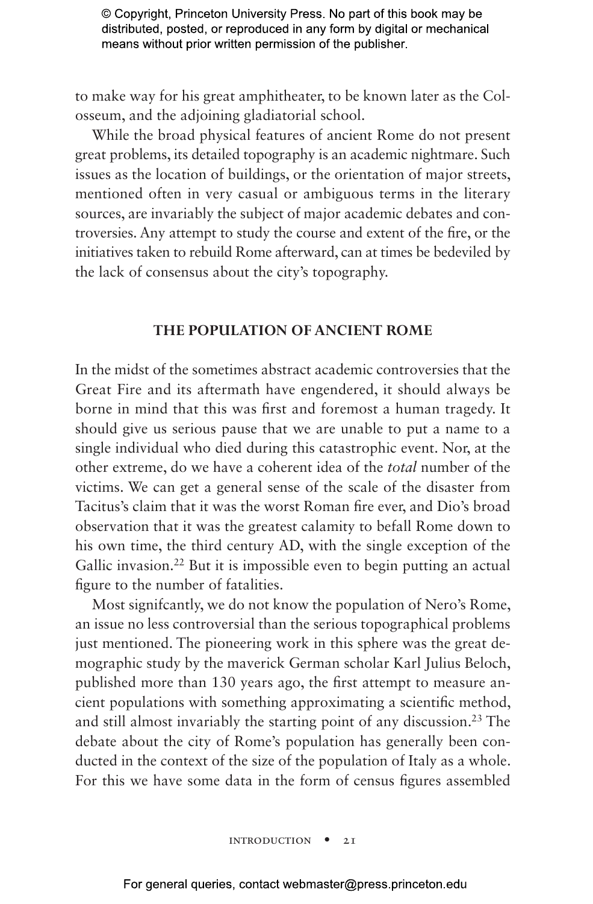to make way for his great amphitheater, to be known later as the Colosseum, and the adjoining gladiatorial school.

While the broad physical features of ancient Rome do not present great problems, its detailed topography is an academic nightmare. Such issues as the location of buildings, or the orientation of major streets, mentioned often in very casual or ambiguous terms in the literary sources, are invariably the subject of major academic debates and controversies. Any attempt to study the course and extent of the fire, or the initiatives taken to rebuild Rome afterward, can at times be bedeviled by the lack of consensus about the city's topography.

## THE POPULATION OF ANCIENT ROME

In the midst of the sometimes abstract academic controversies that the Great Fire and its aftermath have engendered, it should always be borne in mind that this was first and foremost a human tragedy. It should give us serious pause that we are unable to put a name to a single individual who died during this catastrophic event. Nor, at the other extreme, do we have a coherent idea of the *total* number of the victims. We can get a general sense of the scale of the disaster from Tacitus's claim that it was the worst Roman fire ever, and Dio's broad observation that it was the greatest calamity to befall Rome down to his own time, the third century AD, with the single exception of the Gallic invasion.[22] But it is impossible even to begin putting an actual figure to the number of fatalities.

Most signifcantly, we do not know the population of Nero's Rome, an issue no less controversial than the serious topographical problems just mentioned. The pioneering work in this sphere was the great demographic study by the maverick German scholar Karl Julius Beloch, published more than 130 years ago, the first attempt to measure ancient populations with something approximating a scientific method, and still almost invariably the starting point of any discussion.[23] The debate about the city of Rome's population has generally been conducted in the context of the size of the population of Italy as a whole. For this we have some data in the form of census figures assembled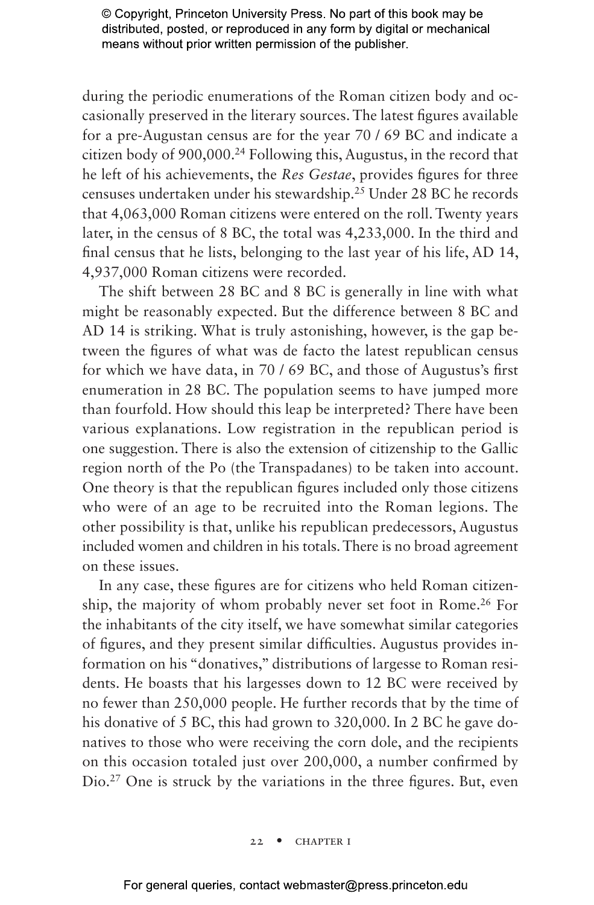during the periodic enumerations of the Roman citizen body and occasionally preserved in the literary sources. The latest figures available for a pre-Augustan census are for the year 70 / 69 BC and indicate a citizen body of 900,000.[24] Following this, Augustus, in the record that he left of his achievements, the *Res Gestae*, provides figures for three censuses undertaken under his stewardship.[25] Under 28 BC he records that 4,063,000 Roman citizens were entered on the roll. Twenty years later, in the census of 8 BC, the total was 4,233,000. In the third and final census that he lists, belonging to the last year of his life, AD 14, 4,937,000 Roman citizens were recorded.

The shift between 28 BC and 8 BC is generally in line with what might be reasonably expected. But the difference between 8 BC and AD 14 is striking. What is truly astonishing, however, is the gap between the figures of what was de facto the latest republican census for which we have data, in 70 / 69 BC, and those of Augustus's first enumeration in 28 BC. The population seems to have jumped more than fourfold. How should this leap be interpreted? There have been various explanations. Low registration in the republican period is one suggestion. There is also the extension of citizenship to the Gallic region north of the Po (the Transpadanes) to be taken into account. One theory is that the republican figures included only those citizens who were of an age to be recruited into the Roman legions. The other possibility is that, unlike his republican predecessors, Augustus included women and children in his totals. There is no broad agreement on these issues.

In any case, these figures are for citizens who held Roman citizenship, the majority of whom probably never set foot in Rome.[26] For the inhabitants of the city itself, we have somewhat similar categories of figures, and they present similar difficulties. Augustus provides information on his "donatives," distributions of largesse to Roman residents. He boasts that his largesses down to 12 BC were received by no fewer than 250,000 people. He further records that by the time of his donative of 5 BC, this had grown to 320,000. In 2 BC he gave donatives to those who were receiving the corn dole, and the recipients on this occasion totaled just over 200,000, a number confirmed by Dio.[27] One is struck by the variations in the three figures. But, even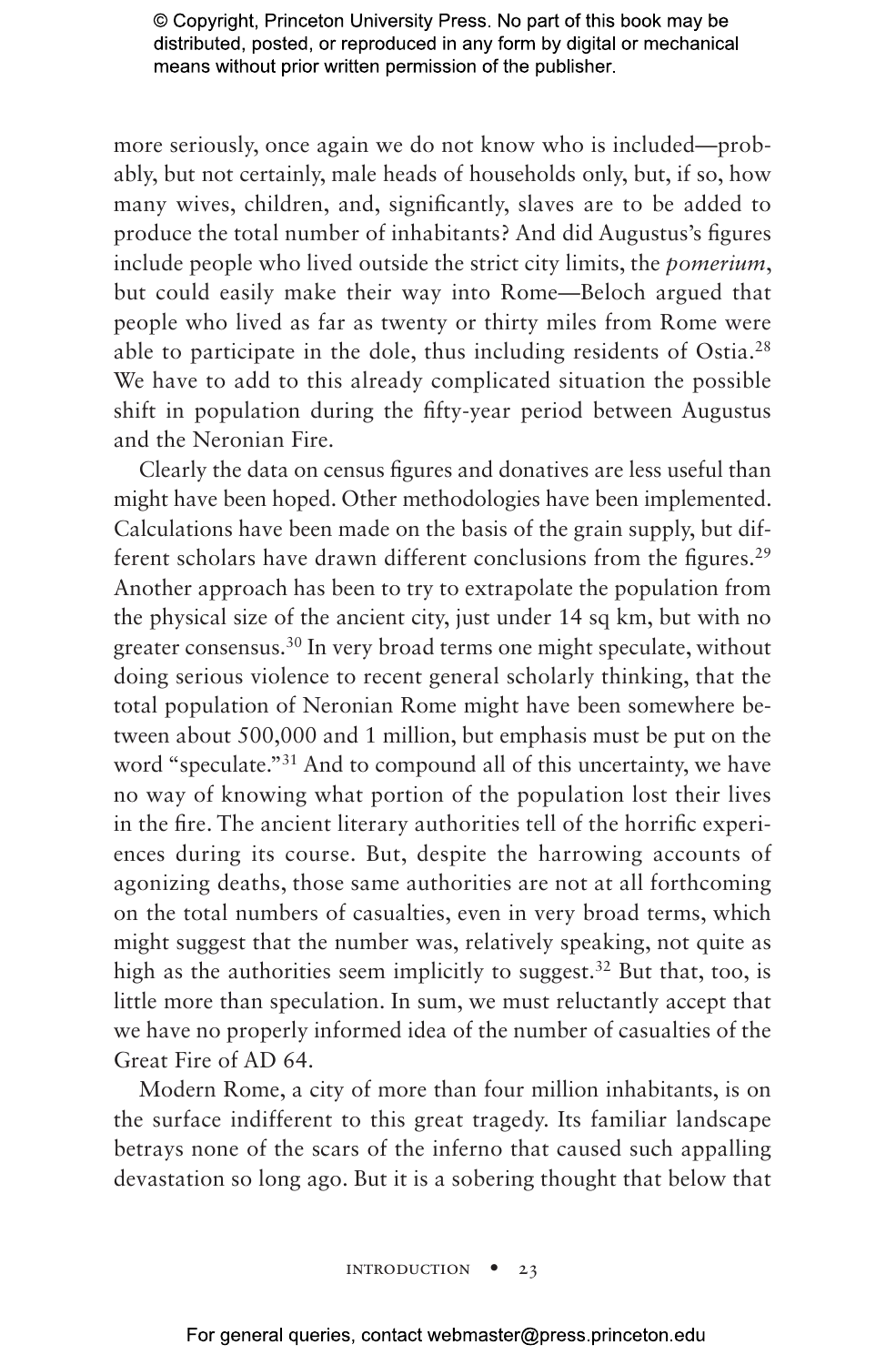more seriously, once again we do not know who is included—probably, but not certainly, male heads of households only, but, if so, how many wives, children, and, significantly, slaves are to be added to produce the total number of inhabitants? And did Augustus's figures include people who lived outside the strict city limits, the *pomerium*, but could easily make their way into Rome—Beloch argued that people who lived as far as twenty or thirty miles from Rome were able to participate in the dole, thus including residents of Ostia.[28] We have to add to this already complicated situation the possible shift in population during the fifty-year period between Augustus and the Neronian Fire.

Clearly the data on census figures and donatives are less useful than might have been hoped. Other methodologies have been implemented. Calculations have been made on the basis of the grain supply, but different scholars have drawn different conclusions from the figures.[29] Another approach has been to try to extrapolate the population from the physical size of the ancient city, just under 14 sq km, but with no greater consensus.[30] In very broad terms one might speculate, without doing serious violence to recent general scholarly thinking, that the total population of Neronian Rome might have been somewhere between about 500,000 and 1 million, but emphasis must be put on the word "speculate."[31] And to compound all of this uncertainty, we have no way of knowing what portion of the population lost their lives in the fire. The ancient literary authorities tell of the horrific experiences during its course. But, despite the harrowing accounts of agonizing deaths, those same authorities are not at all forthcoming on the total numbers of casualties, even in very broad terms, which might suggest that the number was, relatively speaking, not quite as high as the authorities seem implicitly to suggest.[32] But that, too, is little more than speculation. In sum, we must reluctantly accept that we have no properly informed idea of the number of casualties of the Great Fire of AD 64.

Modern Rome, a city of more than four million inhabitants, is on the surface indifferent to this great tragedy. Its familiar landscape betrays none of the scars of the inferno that caused such appalling devastation so long ago. But it is a sobering thought that below that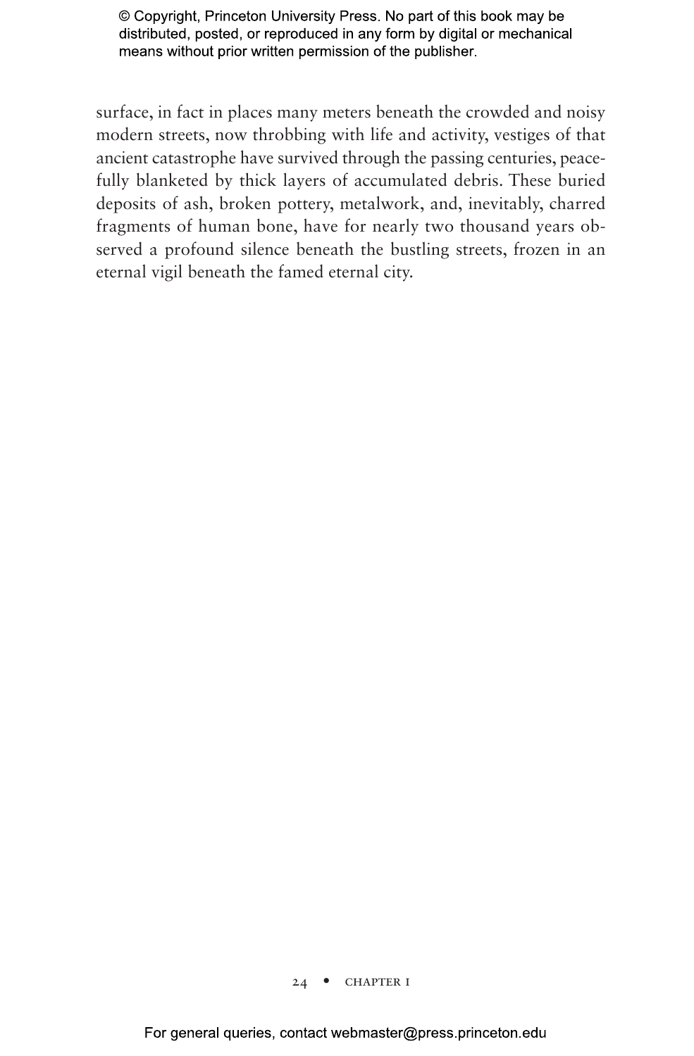surface, in fact in places many meters beneath the crowded and noisy modern streets, now throbbing with life and activity, vestiges of that ancient catastrophe have survived through the passing centuries, peacefully blanketed by thick layers of accumulated debris. These buried deposits of ash, broken pottery, metalwork, and, inevitably, charred fragments of human bone, have for nearly two thousand years observed a profound silence beneath the bustling streets, frozen in an eternal vigil beneath the famed eternal city.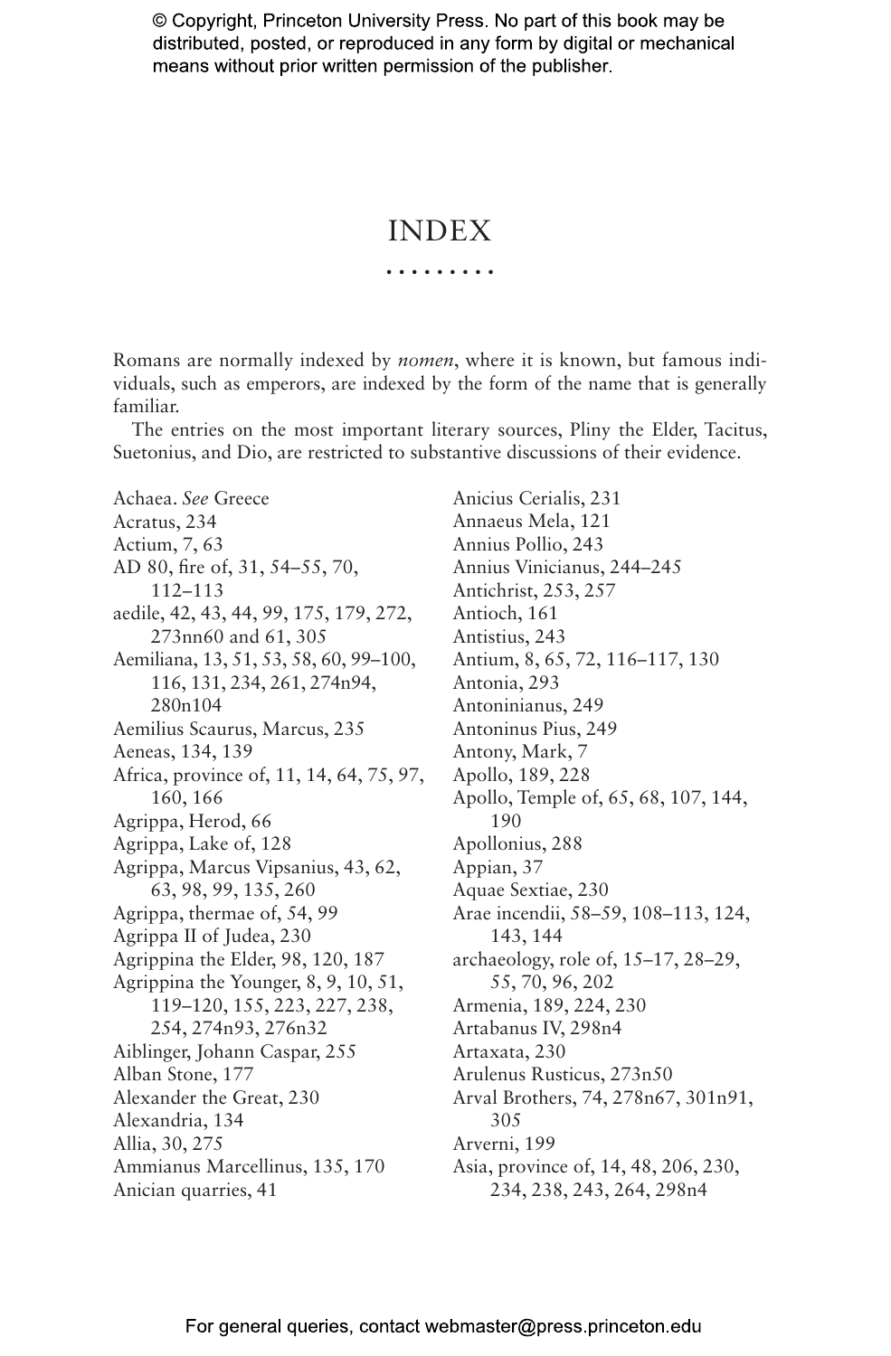© Copyright, Princeton University Press. No part of this book may be distributed, posted, or reproduced in any form by digital or mechanical means without prior written permission of the publisher.

# INDEX

Romans are normally indexed by *nomen*, where it is known, but famous individuals, such as emperors, are indexed by the form of the name that is generally familiar.

The entries on the most important literary sources, Pliny the Elder, Tacitus, Suetonius, and Dio, are restricted to substantive discussions of their evidence.

Achaea. *See* Greece
Acratus, 234
Actium, 7, 63
AD 80, fire of, 31, 54–55, 70, 112–113
aedile, 42, 43, 44, 99, 175, 179, 272, 273nn60 and 61, 305
Aemiliana, 13, 51, 53, 58, 60, 99–100, 116, 131, 234, 261, 274n94, 280n104
Aemilius Scaurus, Marcus, 235
Aeneas, 134, 139
Africa, province of, 11, 14, 64, 75, 97, 160, 166
Agrippa, Herod, 66
Agrippa, Lake of, 128
Agrippa, Marcus Vipsanius, 43, 62, 63, 98, 99, 135, 260
Agrippa, thermae of, 54, 99
Agrippa II of Judea, 230
Agrippina the Elder, 98, 120, 187
Agrippina the Younger, 8, 9, 10, 51, 119–120, 155, 223, 227, 238, 254, 274n93, 276n32
Aiblinger, Johann Caspar, 255
Alban Stone, 177
Alexander the Great, 230
Alexandria, 134
Allia, 30, 275
Ammianus Marcellinus, 135, 170
Anician quarries, 41
Anicius Cerialis, 231
Annaeus Mela, 121
Annius Pollio, 243
Annius Vinicianus, 244–245
Antichrist, 253, 257
Antioch, 161
Antistius, 243
Antium, 8, 65, 72, 116–117, 130
Antonia, 293
Antoninianus, 249
Antoninus Pius, 249
Antony, Mark, 7
Apollo, 189, 228
Apollo, Temple of, 65, 68, 107, 144, 190
Apollonius, 288
Appian, 37
Aquae Sextiae, 230
Arae incendii, 58–59, 108–113, 124, 143, 144
archaeology, role of, 15–17, 28–29, 55, 70, 96, 202
Armenia, 189, 224, 230
Artabanus IV, 298n4
Artaxata, 230
Arulenus Rusticus, 273n50
Arval Brothers, 74, 278n67, 301n91, 305
Arverni, 199
Asia, province of, 14, 48, 206, 230, 234, 238, 243, 264, 298n4

For general queries, contact webmaster@press.princeton.edu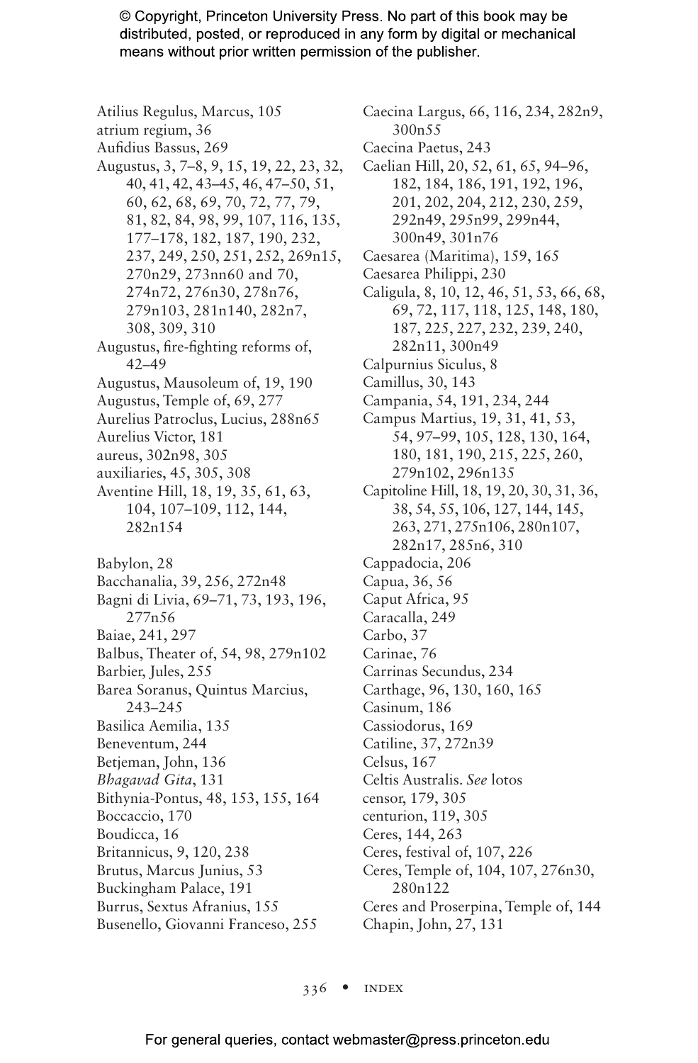Atilius Regulus, Marcus, 105
atrium regium, 36
Aufidius Bassus, 269
Augustus, 3, 7–8, 9, 15, 19, 22, 23, 32, 40, 41, 42, 43–45, 46, 47–50, 51, 60, 62, 68, 69, 70, 72, 77, 79, 81, 82, 84, 98, 99, 107, 116, 135, 177–178, 182, 187, 190, 232, 237, 249, 250, 251, 252, 269n15, 270n29, 273nn60 and 70, 274n72, 276n30, 278n76, 279n103, 281n140, 282n7, 308, 309, 310
Augustus, fire-fighting reforms of, 42–49
Augustus, Mausoleum of, 19, 190
Augustus, Temple of, 69, 277
Aurelius Patroclus, Lucius, 288n65
Aurelius Victor, 181
aureus, 302n98, 305
auxiliaries, 45, 305, 308
Aventine Hill, 18, 19, 35, 61, 63, 104, 107–109, 112, 144, 282n154

Babylon, 28
Bacchanalia, 39, 256, 272n48
Bagni di Livia, 69–71, 73, 193, 196, 277n56
Baiae, 241, 297
Balbus, Theater of, 54, 98, 279n102
Barbier, Jules, 255
Barea Soranus, Quintus Marcius, 243–245
Basilica Aemilia, 135
Beneventum, 244
Betjeman, John, 136
*Bhagavad Gita*, 131
Bithynia-Pontus, 48, 153, 155, 164
Boccaccio, 170
Boudicca, 16
Britannicus, 9, 120, 238
Brutus, Marcus Junius, 53
Buckingham Palace, 191
Burrus, Sextus Afranius, 155
Busenello, Giovanni Franceso, 255

Caecina Largus, 66, 116, 234, 282n9, 300n55
Caecina Paetus, 243
Caelian Hill, 20, 52, 61, 65, 94–96, 182, 184, 186, 191, 192, 196, 201, 202, 204, 212, 230, 259, 292n49, 295n99, 299n44, 300n49, 301n76
Caesarea (Maritima), 159, 165
Caesarea Philippi, 230
Caligula, 8, 10, 12, 46, 51, 53, 66, 68, 69, 72, 117, 118, 125, 148, 180, 187, 225, 227, 232, 239, 240, 282n11, 300n49
Calpurnius Siculus, 8
Camillus, 30, 143
Campania, 54, 191, 234, 244
Campus Martius, 19, 31, 41, 53, 54, 97–99, 105, 128, 130, 164, 180, 181, 190, 215, 225, 260, 279n102, 296n135
Capitoline Hill, 18, 19, 20, 30, 31, 36, 38, 54, 55, 106, 127, 144, 145, 263, 271, 275n106, 280n107, 282n17, 285n6, 310
Cappadocia, 206
Capua, 36, 56
Caput Africa, 95
Caracalla, 249
Carbo, 37
Carinae, 76
Carrinas Secundus, 234
Carthage, 96, 130, 160, 165
Casinum, 186
Cassiodorus, 169
Catiline, 37, 272n39
Celsus, 167
Celtis Australis. *See* lotos
censor, 179, 305
centurion, 119, 305
Ceres, 144, 263
Ceres, festival of, 107, 226
Ceres, Temple of, 104, 107, 276n30, 280n122
Ceres and Proserpina, Temple of, 144
Chapin, John, 27, 131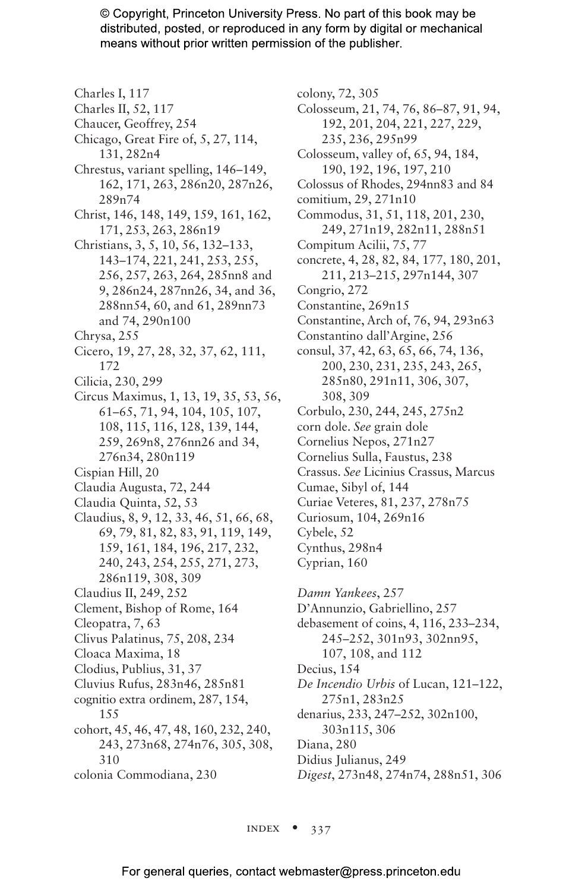© Copyright, Princeton University Press. No part of this book may be distributed, posted, or reproduced in any form by digital or mechanical means without prior written permission of the publisher.

Charles I, 117
Charles II, 52, 117
Chaucer, Geoffrey, 254
Chicago, Great Fire of, 5, 27, 114, 131, 282n4
Chrestus, variant spelling, 146–149, 162, 171, 263, 286n20, 287n26, 289n74
Christ, 146, 148, 149, 159, 161, 162, 171, 253, 263, 286n19
Christians, 3, 5, 10, 56, 132–133, 143–174, 221, 241, 253, 255, 256, 257, 263, 264, 285nn8 and 9, 286n24, 287nn26, 34, and 36, 288nn54, 60, and 61, 289nn73 and 74, 290n100
Chrysa, 255
Cicero, 19, 27, 28, 32, 37, 62, 111, 172
Cilicia, 230, 299
Circus Maximus, 1, 13, 19, 35, 53, 56, 61–65, 71, 94, 104, 105, 107, 108, 115, 116, 128, 139, 144, 259, 269n8, 276nn26 and 34, 276n34, 280n119
Cispian Hill, 20
Claudia Augusta, 72, 244
Claudia Quinta, 52, 53
Claudius, 8, 9, 12, 33, 46, 51, 66, 68, 69, 79, 81, 82, 83, 91, 119, 149, 159, 161, 184, 196, 217, 232, 240, 243, 254, 255, 271, 273, 286n119, 308, 309
Claudius II, 249, 252
Clement, Bishop of Rome, 164
Cleopatra, 7, 63
Clivus Palatinus, 75, 208, 234
Cloaca Maxima, 18
Clodius, Publius, 31, 37
Cluvius Rufus, 283n46, 285n81
cognitio extra ordinem, 287, 154, 155
cohort, 45, 46, 47, 48, 160, 232, 240, 243, 273n68, 274n76, 305, 308, 310
colonia Commodiana, 230
colony, 72, 305
Colosseum, 21, 74, 76, 86–87, 91, 94, 192, 201, 204, 221, 227, 229, 235, 236, 295n99
Colosseum, valley of, 65, 94, 184, 190, 192, 196, 197, 210
Colossus of Rhodes, 294nn83 and 84
comitium, 29, 271n10
Commodus, 31, 51, 118, 201, 230, 249, 271n19, 282n11, 288n51
Compitum Acilii, 75, 77
concrete, 4, 28, 82, 84, 177, 180, 201, 211, 213–215, 297n144, 307
Congrio, 272
Constantine, 269n15
Constantine, Arch of, 76, 94, 293n63
Constantino dall'Argine, 256
consul, 37, 42, 63, 65, 66, 74, 136, 200, 230, 231, 235, 243, 265, 285n80, 291n11, 306, 307, 308, 309
Corbulo, 230, 244, 245, 275n2
corn dole. *See* grain dole
Cornelius Nepos, 271n27
Cornelius Sulla, Faustus, 238
Crassus. *See* Licinius Crassus, Marcus
Cumae, Sibyl of, 144
Curiae Veteres, 81, 237, 278n75
Curiosum, 104, 269n16
Cybele, 52
Cynthus, 298n4
Cyprian, 160

*Damn Yankees*, 257
D'Annunzio, Gabriellino, 257
debasement of coins, 4, 116, 233–234, 245–252, 301n93, 302nn95, 107, 108, and 112
Decius, 154
*De Incendio Urbis* of Lucan, 121–122, 275n1, 283n25
denarius, 233, 247–252, 302n100, 303n115, 306
Diana, 280
Didius Julianus, 249
*Digest*, 273n48, 274n74, 288n51, 306

For general queries, contact webmaster@press.princeton.edu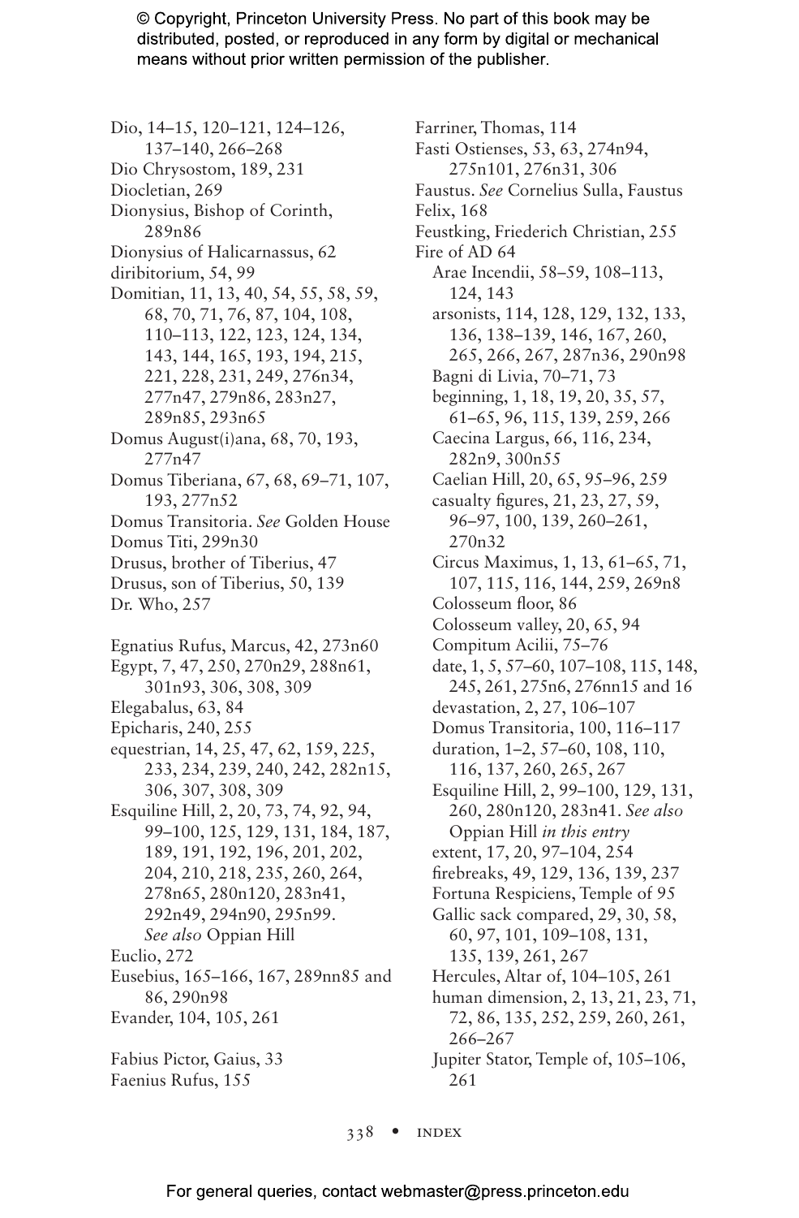Dio, 14–15, 120–121, 124–126, 137–140, 266–268
Dio Chrysostom, 189, 231
Diocletian, 269
Dionysius, Bishop of Corinth, 289n86
Dionysius of Halicarnassus, 62
diribitorium, 54, 99
Domitian, 11, 13, 40, 54, 55, 58, 59, 68, 70, 71, 76, 87, 104, 108, 110–113, 122, 123, 124, 134, 143, 144, 165, 193, 194, 215, 221, 228, 231, 249, 276n34, 277n47, 279n86, 283n27, 289n85, 293n65
Domus August(i)ana, 68, 70, 193, 277n47
Domus Tiberiana, 67, 68, 69–71, 107, 193, 277n52
Domus Transitoria. *See* Golden House
Domus Titi, 299n30
Drusus, brother of Tiberius, 47
Drusus, son of Tiberius, 50, 139
Dr. Who, 257

Egnatius Rufus, Marcus, 42, 273n60
Egypt, 7, 47, 250, 270n29, 288n61, 301n93, 306, 308, 309
Elegabalus, 63, 84
Epicharis, 240, 255
equestrian, 14, 25, 47, 62, 159, 225, 233, 234, 239, 240, 242, 282n15, 306, 307, 308, 309
Esquiline Hill, 2, 20, 73, 74, 92, 94, 99–100, 125, 129, 131, 184, 187, 189, 191, 192, 196, 201, 202, 204, 210, 218, 235, 260, 264, 278n65, 280n120, 283n41, 292n49, 294n90, 295n99. *See also* Oppian Hill
Euclio, 272
Eusebius, 165–166, 167, 289nn85 and 86, 290n98
Evander, 104, 105, 261

Fabius Pictor, Gaius, 33
Faenius Rufus, 155
Farriner, Thomas, 114
Fasti Ostienses, 53, 63, 274n94, 275n101, 276n31, 306
Faustus. *See* Cornelius Sulla, Faustus
Felix, 168
Feustking, Friederich Christian, 255
Fire of AD 64
- Arae Incendii, 58–59, 108–113, 124, 143
- arsonists, 114, 128, 129, 132, 133, 136, 138–139, 146, 167, 260, 265, 266, 267, 287n36, 290n98
- Bagni di Livia, 70–71, 73
- beginning, 1, 18, 19, 20, 35, 57, 61–65, 96, 115, 139, 259, 266
- Caecina Largus, 66, 116, 234, 282n9, 300n55
- Caelian Hill, 20, 65, 95–96, 259
- casualty figures, 21, 23, 27, 59, 96–97, 100, 139, 260–261, 270n32
- Circus Maximus, 1, 13, 61–65, 71, 107, 115, 116, 144, 259, 269n8
- Colosseum floor, 86
- Colosseum valley, 20, 65, 94
- Compitum Acilii, 75–76
- date, 1, 5, 57–60, 107–108, 115, 148, 245, 261, 275n6, 276nn15 and 16
- devastation, 2, 27, 106–107
- Domus Transitoria, 100, 116–117
- duration, 1–2, 57–60, 108, 110, 116, 137, 260, 265, 267
- Esquiline Hill, 2, 99–100, 129, 131, 260, 280n120, 283n41. *See also* Oppian Hill *in this entry*
- extent, 17, 20, 97–104, 254
- firebreaks, 49, 129, 136, 139, 237
- Fortuna Respiciens, Temple of 95
- Gallic sack compared, 29, 30, 58, 60, 97, 101, 109–108, 131, 135, 139, 261, 267
- Hercules, Altar of, 104–105, 261
- human dimension, 2, 13, 21, 23, 71, 72, 86, 135, 252, 259, 260, 261, 266–267
- Jupiter Stator, Temple of, 105–106, 261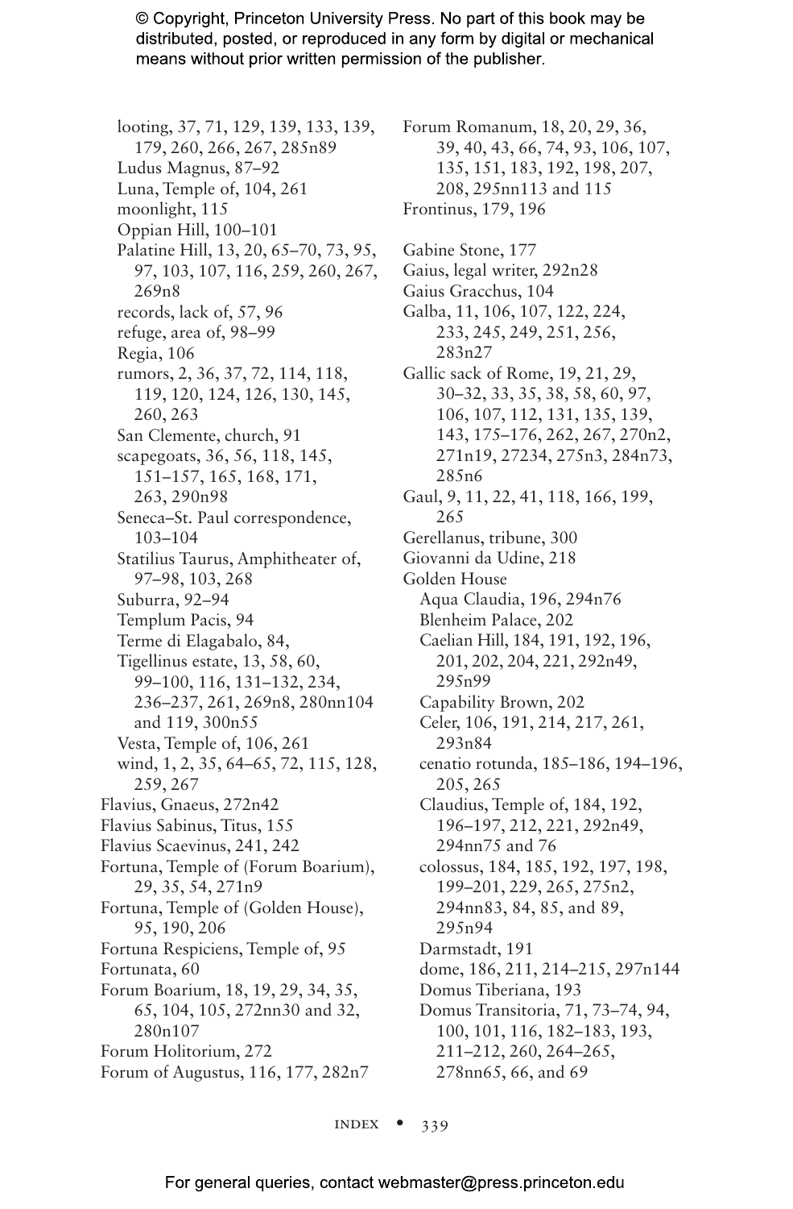© Copyright, Princeton University Press. No part of this book may be distributed, posted, or reproduced in any form by digital or mechanical means without prior written permission of the publisher.

- looting, 37, 71, 129, 139, 133, 139, 179, 260, 266, 267, 285n89
- Ludus Magnus, 87–92
- Luna, Temple of, 104, 261
- moonlight, 115
- Oppian Hill, 100–101
- Palatine Hill, 13, 20, 65–70, 73, 95, 97, 103, 107, 116, 259, 260, 267, 269n8
- records, lack of, 57, 96
- refuge, area of, 98–99
- Regia, 106
- rumors, 2, 36, 37, 72, 114, 118, 119, 120, 124, 126, 130, 145, 260, 263
- San Clemente, church, 91
- scapegoats, 36, 56, 118, 145, 151–157, 165, 168, 171, 263, 290n98
- Seneca–St. Paul correspondence, 103–104
- Statilius Taurus, Amphitheater of, 97–98, 103, 268
- Suburra, 92–94
- Templum Pacis, 94
- Terme di Elagabalo, 84,
- Tigellinus estate, 13, 58, 60, 99–100, 116, 131–132, 234, 236–237, 261, 269n8, 280nn104 and 119, 300n55
- Vesta, Temple of, 106, 261
- wind, 1, 2, 35, 64–65, 72, 115, 128, 259, 267

Flavius, Gnaeus, 272n42
Flavius Sabinus, Titus, 155
Flavius Scaevinus, 241, 242
Fortuna, Temple of (Forum Boarium), 29, 35, 54, 271n9
Fortuna, Temple of (Golden House), 95, 190, 206
Fortuna Respiciens, Temple of, 95
Fortunata, 60
Forum Boarium, 18, 19, 29, 34, 35, 65, 104, 105, 272nn30 and 32, 280n107
Forum Holitorium, 272
Forum of Augustus, 116, 177, 282n7
Forum Romanum, 18, 20, 29, 36, 39, 40, 43, 66, 74, 93, 106, 107, 135, 151, 183, 192, 198, 207, 208, 295nn113 and 115
Frontinus, 179, 196

Gabine Stone, 177
Gaius, legal writer, 292n28
Gaius Gracchus, 104
Galba, 11, 106, 107, 122, 224, 233, 245, 249, 251, 256, 283n27
Gallic sack of Rome, 19, 21, 29, 30–32, 33, 35, 38, 58, 60, 97, 106, 107, 112, 131, 135, 139, 143, 175–176, 262, 267, 270n2, 271n19, 27234, 275n3, 284n73, 285n6
Gaul, 9, 11, 22, 41, 118, 166, 199, 265
Gerellanus, tribune, 300
Giovanni da Udine, 218
Golden House
- Aqua Claudia, 196, 294n76
- Blenheim Palace, 202
- Caelian Hill, 184, 191, 192, 196, 201, 202, 204, 221, 292n49, 295n99
- Capability Brown, 202
- Celer, 106, 191, 214, 217, 261, 293n84
- cenatio rotunda, 185–186, 194–196, 205, 265
- Claudius, Temple of, 184, 192, 196–197, 212, 221, 292n49, 294nn75 and 76
- colossus, 184, 185, 192, 197, 198, 199–201, 229, 265, 275n2, 294nn83, 84, 85, and 89, 295n94
- Darmstadt, 191
- dome, 186, 211, 214–215, 297n144
- Domus Tiberiana, 193
- Domus Transitoria, 71, 73–74, 94, 100, 101, 116, 182–183, 193, 211–212, 260, 264–265, 278nn65, 66, and 69

For general queries, contact webmaster@press.princeton.edu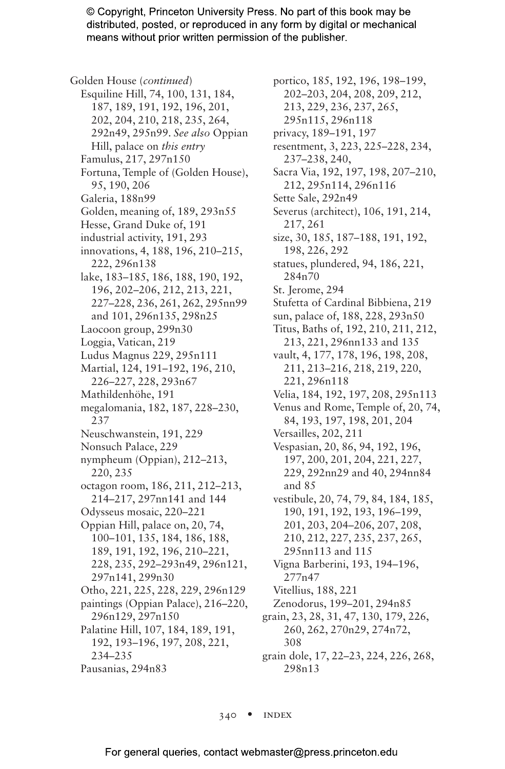Golden House (*continued*)
- Esquiline Hill, 74, 100, 131, 184, 187, 189, 191, 192, 196, 201, 202, 204, 210, 218, 235, 264, 292n49, 295n99. *See also* Oppian Hill, palace on *this entry*
- Famulus, 217, 297n150
- Fortuna, Temple of (Golden House), 95, 190, 206
- Galeria, 188n99
- Golden, meaning of, 189, 293n55
- Hesse, Grand Duke of, 191
- industrial activity, 191, 293
- innovations, 4, 188, 196, 210–215, 222, 296n138
- lake, 183–185, 186, 188, 190, 192, 196, 202–206, 212, 213, 221, 227–228, 236, 261, 262, 295nn99 and 101, 296n135, 298n25
- Laocoon group, 299n30
- Loggia, Vatican, 219
- Ludus Magnus 229, 295n111
- Martial, 124, 191–192, 196, 210, 226–227, 228, 293n67
- Mathildenhöhe, 191
- megalomania, 182, 187, 228–230, 237
- Neuschwanstein, 191, 229
- Nonsuch Palace, 229
- nympheum (Oppian), 212–213, 220, 235
- octagon room, 186, 211, 212–213, 214–217, 297nn141 and 144
- Odysseus mosaic, 220–221
- Oppian Hill, palace on, 20, 74, 100–101, 135, 184, 186, 188, 189, 191, 192, 196, 210–221, 228, 235, 292–293n49, 296n121, 297n141, 299n30
- Otho, 221, 225, 228, 229, 296n129
- paintings (Oppian Palace), 216–220, 296n129, 297n150
- Palatine Hill, 107, 184, 189, 191, 192, 193–196, 197, 208, 221, 234–235
- Pausanias, 294n83
- portico, 185, 192, 196, 198–199, 202–203, 204, 208, 209, 212, 213, 229, 236, 237, 265, 295n115, 296n118
- privacy, 189–191, 197
- resentment, 3, 223, 225–228, 234, 237–238, 240,
- Sacra Via, 192, 197, 198, 207–210, 212, 295n114, 296n116
- Sette Sale, 292n49
- Severus (architect), 106, 191, 214, 217, 261
- size, 30, 185, 187–188, 191, 192, 198, 226, 292
- statues, plundered, 94, 186, 221, 284n70
- St. Jerome, 294
- Stufetta of Cardinal Bibbiena, 219
- sun, palace of, 188, 228, 293n50
- Titus, Baths of, 192, 210, 211, 212, 213, 221, 296nn133 and 135
- vault, 4, 177, 178, 196, 198, 208, 211, 213–216, 218, 219, 220, 221, 296n118
- Velia, 184, 192, 197, 208, 295n113
- Venus and Rome, Temple of, 20, 74, 84, 193, 197, 198, 201, 204
- Versailles, 202, 211
- Vespasian, 20, 86, 94, 192, 196, 197, 200, 201, 204, 221, 227, 229, 292nn29 and 40, 294nn84 and 85
- vestibule, 20, 74, 79, 84, 184, 185, 190, 191, 192, 193, 196–199, 201, 203, 204–206, 207, 208, 210, 212, 227, 235, 237, 265, 295nn113 and 115
- Vigna Barberini, 193, 194–196, 277n47
- Vitellius, 188, 221
- Zenodorus, 199–201, 294n85

grain, 23, 28, 31, 47, 130, 179, 226, 260, 262, 270n29, 274n72, 308

grain dole, 17, 22–23, 224, 226, 268, 298n13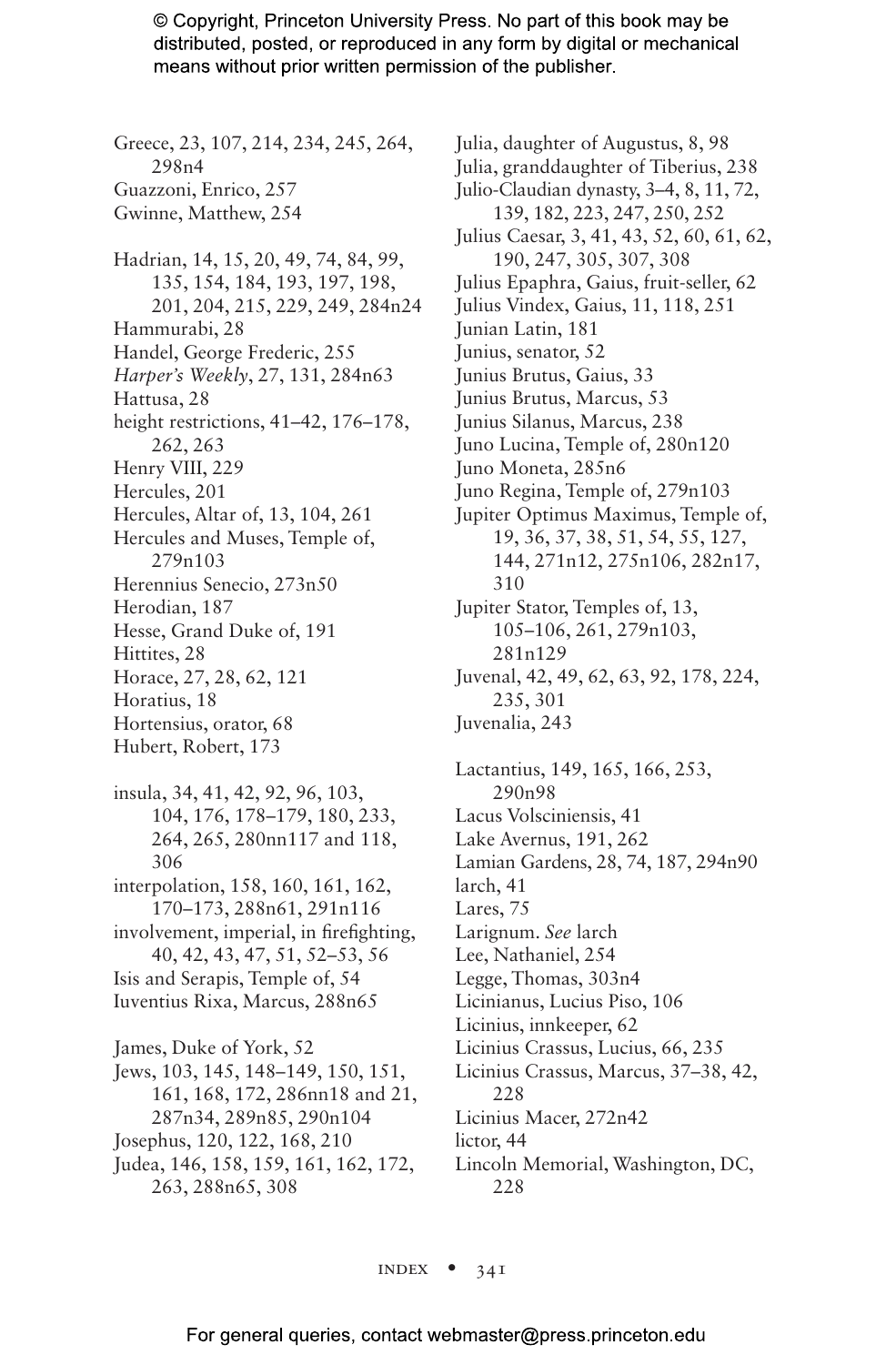Greece, 23, 107, 214, 234, 245, 264, 298n4
Guazzoni, Enrico, 257
Gwinne, Matthew, 254

Hadrian, 14, 15, 20, 49, 74, 84, 99, 135, 154, 184, 193, 197, 198, 201, 204, 215, 229, 249, 284n24
Hammurabi, 28
Handel, George Frederic, 255
*Harper's Weekly*, 27, 131, 284n63
Hattusa, 28
height restrictions, 41–42, 176–178, 262, 263
Henry VIII, 229
Hercules, 201
Hercules, Altar of, 13, 104, 261
Hercules and Muses, Temple of, 279n103
Herennius Senecio, 273n50
Herodian, 187
Hesse, Grand Duke of, 191
Hittites, 28
Horace, 27, 28, 62, 121
Horatius, 18
Hortensius, orator, 68
Hubert, Robert, 173

insula, 34, 41, 42, 92, 96, 103, 104, 176, 178–179, 180, 233, 264, 265, 280nn117 and 118, 306
interpolation, 158, 160, 161, 162, 170–173, 288n61, 291n116
involvement, imperial, in firefighting, 40, 42, 43, 47, 51, 52–53, 56
Isis and Serapis, Temple of, 54
Iuventius Rixa, Marcus, 288n65

James, Duke of York, 52
Jews, 103, 145, 148–149, 150, 151, 161, 168, 172, 286nn18 and 21, 287n34, 289n85, 290n104
Josephus, 120, 122, 168, 210
Judea, 146, 158, 159, 161, 162, 172, 263, 288n65, 308
Julia, daughter of Augustus, 8, 98
Julia, granddaughter of Tiberius, 238
Julio-Claudian dynasty, 3–4, 8, 11, 72, 139, 182, 223, 247, 250, 252
Julius Caesar, 3, 41, 43, 52, 60, 61, 62, 190, 247, 305, 307, 308
Julius Epaphra, Gaius, fruit-seller, 62
Julius Vindex, Gaius, 11, 118, 251
Junian Latin, 181
Junius, senator, 52
Junius Brutus, Gaius, 33
Junius Brutus, Marcus, 53
Junius Silanus, Marcus, 238
Juno Lucina, Temple of, 280n120
Juno Moneta, 285n6
Juno Regina, Temple of, 279n103
Jupiter Optimus Maximus, Temple of, 19, 36, 37, 38, 51, 54, 55, 127, 144, 271n12, 275n106, 282n17, 310
Jupiter Stator, Temples of, 13, 105–106, 261, 279n103, 281n129
Juvenal, 42, 49, 62, 63, 92, 178, 224, 235, 301
Juvenalia, 243

Lactantius, 149, 165, 166, 253, 290n98
Lacus Volsciniensis, 41
Lake Avernus, 191, 262
Lamian Gardens, 28, 74, 187, 294n90
larch, 41
Lares, 75
Larignum. *See* larch
Lee, Nathaniel, 254
Legge, Thomas, 303n4
Licinianus, Lucius Piso, 106
Licinius, innkeeper, 62
Licinius Crassus, Lucius, 66, 235
Licinius Crassus, Marcus, 37–38, 42, 228
Licinius Macer, 272n42
lictor, 44
Lincoln Memorial, Washington, DC, 228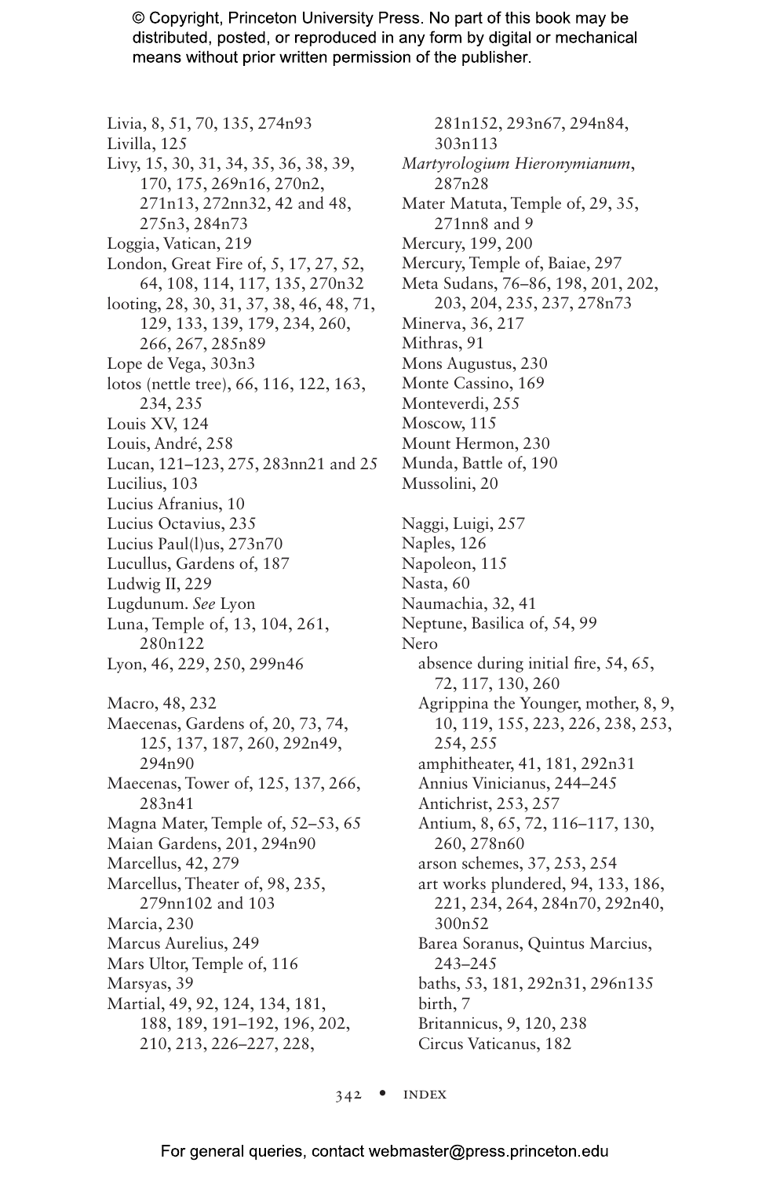Livia, 8, 51, 70, 135, 274n93
Livilla, 125
Livy, 15, 30, 31, 34, 35, 36, 38, 39, 170, 175, 269n16, 270n2, 271n13, 272nn32, 42 and 48, 275n3, 284n73
Loggia, Vatican, 219
London, Great Fire of, 5, 17, 27, 52, 64, 108, 114, 117, 135, 270n32
looting, 28, 30, 31, 37, 38, 46, 48, 71, 129, 133, 139, 179, 234, 260, 266, 267, 285n89
Lope de Vega, 303n3
lotos (nettle tree), 66, 116, 122, 163, 234, 235
Louis XV, 124
Louis, André, 258
Lucan, 121–123, 275, 283nn21 and 25
Lucilius, 103
Lucius Afranius, 10
Lucius Octavius, 235
Lucius Paul(l)us, 273n70
Lucullus, Gardens of, 187
Ludwig II, 229
Lugdunum. *See* Lyon
Luna, Temple of, 13, 104, 261, 280n122
Lyon, 46, 229, 250, 299n46

Macro, 48, 232
Maecenas, Gardens of, 20, 73, 74, 125, 137, 187, 260, 292n49, 294n90
Maecenas, Tower of, 125, 137, 266, 283n41
Magna Mater, Temple of, 52–53, 65
Maian Gardens, 201, 294n90
Marcellus, 42, 279
Marcellus, Theater of, 98, 235, 279nn102 and 103
Marcia, 230
Marcus Aurelius, 249
Mars Ultor, Temple of, 116
Marsyas, 39
Martial, 49, 92, 124, 134, 181, 188, 189, 191–192, 196, 202, 210, 213, 226–227, 228, 281n152, 293n67, 294n84, 303n113
*Martyrologium Hieronymianum*, 287n28
Mater Matuta, Temple of, 29, 35, 271nn8 and 9
Mercury, 199, 200
Mercury, Temple of, Baiae, 297
Meta Sudans, 76–86, 198, 201, 202, 203, 204, 235, 237, 278n73
Minerva, 36, 217
Mithras, 91
Mons Augustus, 230
Monte Cassino, 169
Monteverdi, 255
Moscow, 115
Mount Hermon, 230
Munda, Battle of, 190
Mussolini, 20

Naggi, Luigi, 257
Naples, 126
Napoleon, 115
Nasta, 60
Naumachia, 32, 41
Neptune, Basilica of, 54, 99
Nero
- absence during initial fire, 54, 65, 72, 117, 130, 260
- Agrippina the Younger, mother, 8, 9, 10, 119, 155, 223, 226, 238, 253, 254, 255
- amphitheater, 41, 181, 292n31
- Annius Vinicianus, 244–245
- Antichrist, 253, 257
- Antium, 8, 65, 72, 116–117, 130, 260, 278n60
- arson schemes, 37, 253, 254
- art works plundered, 94, 133, 186, 221, 234, 264, 284n70, 292n40, 300n52
- Barea Soranus, Quintus Marcius, 243–245
- baths, 53, 181, 292n31, 296n135
- birth, 7
- Britannicus, 9, 120, 238
- Circus Vaticanus, 182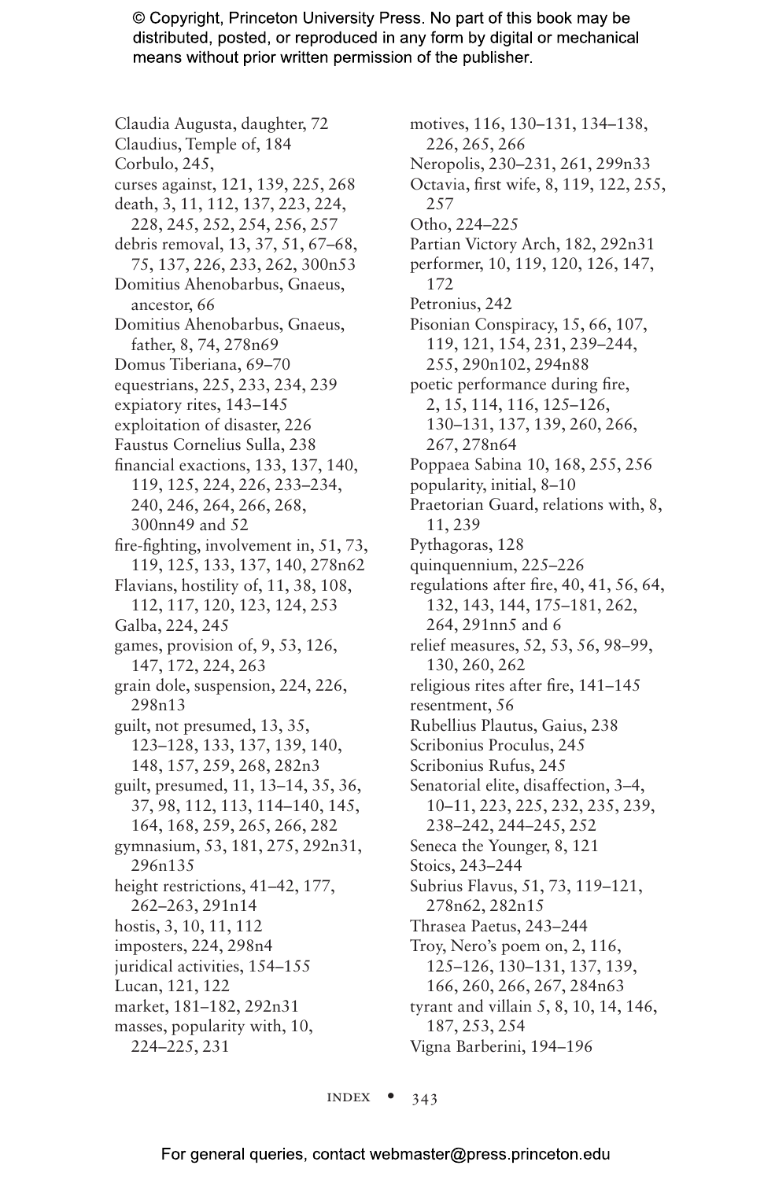© Copyright, Princeton University Press. No part of this book may be distributed, posted, or reproduced in any form by digital or mechanical means without prior written permission of the publisher.

Claudia Augusta, daughter, 72
Claudius, Temple of, 184
Corbulo, 245,
curses against, 121, 139, 225, 268
death, 3, 11, 112, 137, 223, 224, 228, 245, 252, 254, 256, 257
debris removal, 13, 37, 51, 67–68, 75, 137, 226, 233, 262, 300n53
Domitius Ahenobarbus, Gnaeus, ancestor, 66
Domitius Ahenobarbus, Gnaeus, father, 8, 74, 278n69
Domus Tiberiana, 69–70
equestrians, 225, 233, 234, 239
expiatory rites, 143–145
exploitation of disaster, 226
Faustus Cornelius Sulla, 238
financial exactions, 133, 137, 140, 119, 125, 224, 226, 233–234, 240, 246, 264, 266, 268, 300nn49 and 52
fire-fighting, involvement in, 51, 73, 119, 125, 133, 137, 140, 278n62
Flavians, hostility of, 11, 38, 108, 112, 117, 120, 123, 124, 253
Galba, 224, 245
games, provision of, 9, 53, 126, 147, 172, 224, 263
grain dole, suspension, 224, 226, 298n13
guilt, not presumed, 13, 35, 123–128, 133, 137, 139, 140, 148, 157, 259, 268, 282n3
guilt, presumed, 11, 13–14, 35, 36, 37, 98, 112, 113, 114–140, 145, 164, 168, 259, 265, 266, 282
gymnasium, 53, 181, 275, 292n31, 296n135
height restrictions, 41–42, 177, 262–263, 291n14
hostis, 3, 10, 11, 112
imposters, 224, 298n4
juridical activities, 154–155
Lucan, 121, 122
market, 181–182, 292n31
masses, popularity with, 10, 224–225, 231
motives, 116, 130–131, 134–138, 226, 265, 266
Neropolis, 230–231, 261, 299n33
Octavia, first wife, 8, 119, 122, 255, 257
Otho, 224–225
Partian Victory Arch, 182, 292n31
performer, 10, 119, 120, 126, 147, 172
Petronius, 242
Pisonian Conspiracy, 15, 66, 107, 119, 121, 154, 231, 239–244, 255, 290n102, 294n88
poetic performance during fire, 2, 15, 114, 116, 125–126, 130–131, 137, 139, 260, 266, 267, 278n64
Poppaea Sabina 10, 168, 255, 256
popularity, initial, 8–10
Praetorian Guard, relations with, 8, 11, 239
Pythagoras, 128
quinquennium, 225–226
regulations after fire, 40, 41, 56, 64, 132, 143, 144, 175–181, 262, 264, 291nn5 and 6
relief measures, 52, 53, 56, 98–99, 130, 260, 262
religious rites after fire, 141–145
resentment, 56
Rubellius Plautus, Gaius, 238
Scribonius Proculus, 245
Scribonius Rufus, 245
Senatorial elite, disaffection, 3–4, 10–11, 223, 225, 232, 235, 239, 238–242, 244–245, 252
Seneca the Younger, 8, 121
Stoics, 243–244
Subrius Flavus, 51, 73, 119–121, 278n62, 282n15
Thrasea Paetus, 243–244
Troy, Nero's poem on, 2, 116, 125–126, 130–131, 137, 139, 166, 260, 266, 267, 284n63
tyrant and villain 5, 8, 10, 14, 146, 187, 253, 254
Vigna Barberini, 194–196

For general queries, contact webmaster@press.princeton.edu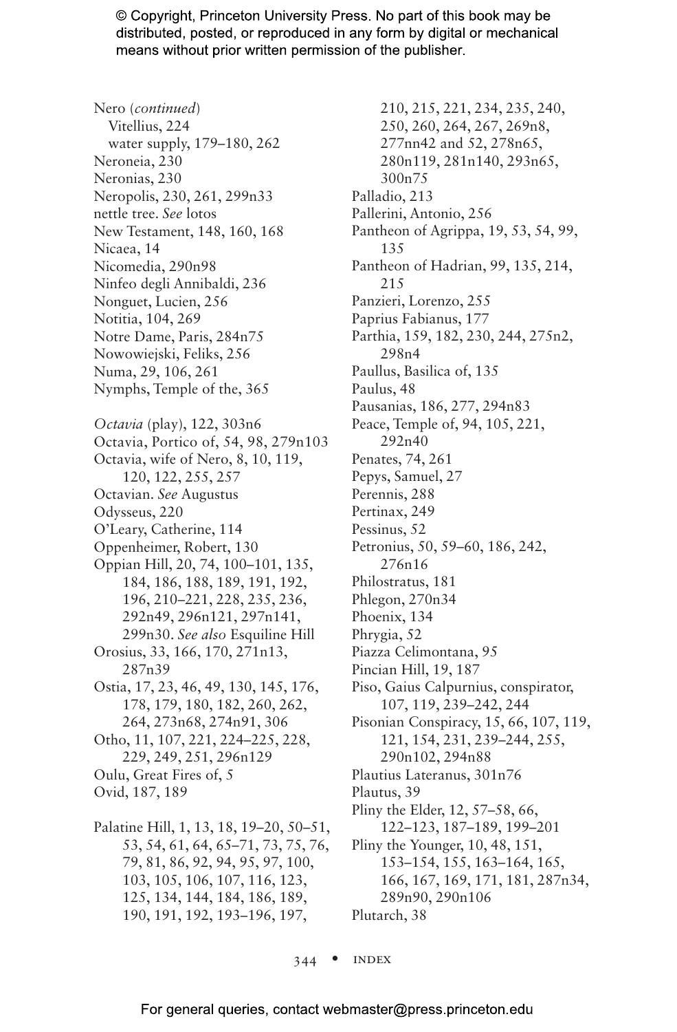Nero (*continued*)
  Vitellius, 224
  water supply, 179–180, 262
Neroneia, 230
Neronias, 230
Neropolis, 230, 261, 299n33
nettle tree. *See* lotos
New Testament, 148, 160, 168
Nicaea, 14
Nicomedia, 290n98
Ninfeo degli Annibaldi, 236
Nonguet, Lucien, 256
Notitia, 104, 269
Notre Dame, Paris, 284n75
Nowowiejski, Feliks, 256
Numa, 29, 106, 261
Nymphs, Temple of the, 365

*Octavia* (play), 122, 303n6
Octavia, Portico of, 54, 98, 279n103
Octavia, wife of Nero, 8, 10, 119, 120, 122, 255, 257
Octavian. *See* Augustus
Odysseus, 220
O'Leary, Catherine, 114
Oppenheimer, Robert, 130
Oppian Hill, 20, 74, 100–101, 135, 184, 186, 188, 189, 191, 192, 196, 210–221, 228, 235, 236, 292n49, 296n121, 297n141, 299n30. *See also* Esquiline Hill
Orosius, 33, 166, 170, 271n13, 287n39
Ostia, 17, 23, 46, 49, 130, 145, 176, 178, 179, 180, 182, 260, 262, 264, 273n68, 274n91, 306
Otho, 11, 107, 221, 224–225, 228, 229, 249, 251, 296n129
Oulu, Great Fires of, 5
Ovid, 187, 189

Palatine Hill, 1, 13, 18, 19–20, 50–51, 53, 54, 61, 64, 65–71, 73, 75, 76, 79, 81, 86, 92, 94, 95, 97, 100, 103, 105, 106, 107, 116, 123, 125, 134, 144, 184, 186, 189, 190, 191, 192, 193–196, 197, 210, 215, 221, 234, 235, 240, 250, 260, 264, 267, 269n8, 277nn42 and 52, 278n65, 280n119, 281n140, 293n65, 300n75
Palladio, 213
Pallerini, Antonio, 256
Pantheon of Agrippa, 19, 53, 54, 99, 135
Pantheon of Hadrian, 99, 135, 214, 215
Panzieri, Lorenzo, 255
Paprius Fabianus, 177
Parthia, 159, 182, 230, 244, 275n2, 298n4
Paullus, Basilica of, 135
Paulus, 48
Pausanias, 186, 277, 294n83
Peace, Temple of, 94, 105, 221, 292n40
Penates, 74, 261
Pepys, Samuel, 27
Perennis, 288
Pertinax, 249
Pessinus, 52
Petronius, 50, 59–60, 186, 242, 276n16
Philostratus, 181
Phlegon, 270n34
Phoenix, 134
Phrygia, 52
Piazza Celimontana, 95
Pincian Hill, 19, 187
Piso, Gaius Calpurnius, conspirator, 107, 119, 239–242, 244
Pisonian Conspiracy, 15, 66, 107, 119, 121, 154, 231, 239–244, 255, 290n102, 294n88
Plautius Lateranus, 301n76
Plautus, 39
Pliny the Elder, 12, 57–58, 66, 122–123, 187–189, 199–201
Pliny the Younger, 10, 48, 151, 153–154, 155, 163–164, 165, 166, 167, 169, 171, 181, 287n34, 289n90, 290n106
Plutarch, 38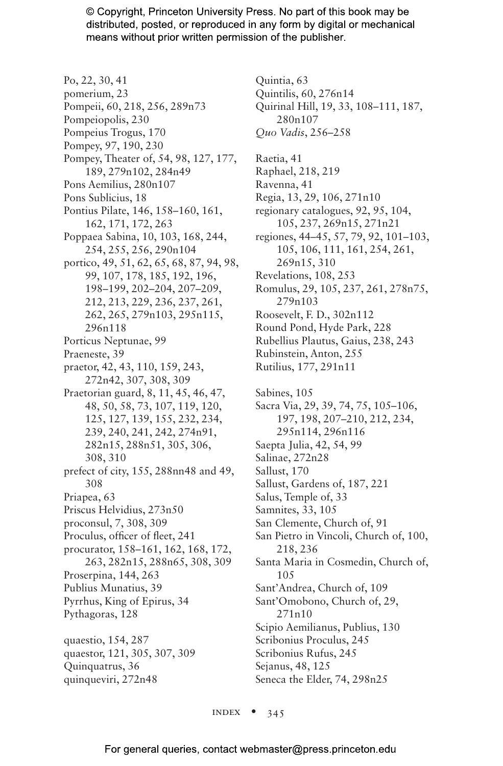Po, 22, 30, 41
pomerium, 23
Pompeii, 60, 218, 256, 289n73
Pompeiopolis, 230
Pompeius Trogus, 170
Pompey, 97, 190, 230
Pompey, Theater of, 54, 98, 127, 177, 189, 279n102, 284n49
Pons Aemilius, 280n107
Pons Sublicius, 18
Pontius Pilate, 146, 158–160, 161, 162, 171, 172, 263
Poppaea Sabina, 10, 103, 168, 244, 254, 255, 256, 290n104
portico, 49, 51, 62, 65, 68, 87, 94, 98, 99, 107, 178, 185, 192, 196, 198–199, 202–204, 207–209, 212, 213, 229, 236, 237, 261, 262, 265, 279n103, 295n115, 296n118
Porticus Neptunae, 99
Praeneste, 39
praetor, 42, 43, 110, 159, 243, 272n42, 307, 308, 309
Praetorian guard, 8, 11, 45, 46, 47, 48, 50, 58, 73, 107, 119, 120, 125, 127, 139, 155, 232, 234, 239, 240, 241, 242, 274n91, 282n15, 288n51, 305, 306, 308, 310
prefect of city, 155, 288nn48 and 49, 308
Priapea, 63
Priscus Helvidius, 273n50
proconsul, 7, 308, 309
Proculus, officer of fleet, 241
procurator, 158–161, 162, 168, 172, 263, 282n15, 288n65, 308, 309
Proserpina, 144, 263
Publius Munatius, 39
Pyrrhus, King of Epirus, 34
Pythagoras, 128

quaestio, 154, 287
quaestor, 121, 305, 307, 309
Quinquatrus, 36
quinqueviri, 272n48
Quintia, 63
Quintilis, 60, 276n14
Quirinal Hill, 19, 33, 108–111, 187, 280n107
*Quo Vadis*, 256–258

Raetia, 41
Raphael, 218, 219
Ravenna, 41
Regia, 13, 29, 106, 271n10
regionary catalogues, 92, 95, 104, 105, 237, 269n15, 271n21
regiones, 44–45, 57, 79, 92, 101–103, 105, 106, 111, 161, 254, 261, 269n15, 310
Revelations, 108, 253
Romulus, 29, 105, 237, 261, 278n75, 279n103
Roosevelt, F. D., 302n112
Round Pond, Hyde Park, 228
Rubellius Plautus, Gaius, 238, 243
Rubinstein, Anton, 255
Rutilius, 177, 291n11

Sabines, 105
Sacra Via, 29, 39, 74, 75, 105–106, 197, 198, 207–210, 212, 234, 295n114, 296n116
Saepta Julia, 42, 54, 99
Salinae, 272n28
Sallust, 170
Sallust, Gardens of, 187, 221
Salus, Temple of, 33
Samnites, 33, 105
San Clemente, Church of, 91
San Pietro in Vincoli, Church of, 100, 218, 236
Santa Maria in Cosmedin, Church of, 105
Sant'Andrea, Church of, 109
Sant'Omobono, Church of, 29, 271n10
Scipio Aemilianus, Publius, 130
Scribonius Proculus, 245
Scribonius Rufus, 245
Sejanus, 48, 125
Seneca the Elder, 74, 298n25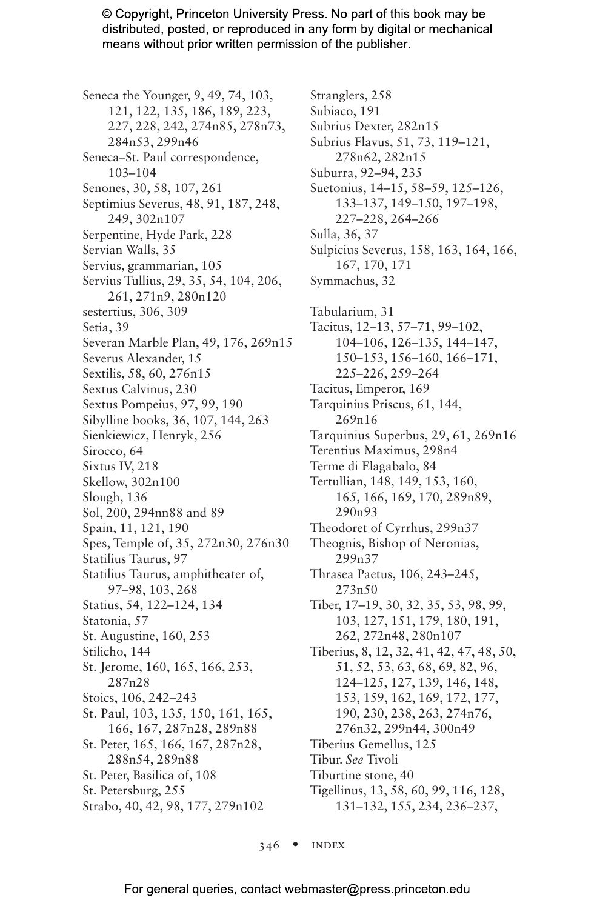Seneca the Younger, 9, 49, 74, 103, 121, 122, 135, 186, 189, 223, 227, 228, 242, 274n85, 278n73, 284n53, 299n46
Seneca–St. Paul correspondence, 103–104
Senones, 30, 58, 107, 261
Septimius Severus, 48, 91, 187, 248, 249, 302n107
Serpentine, Hyde Park, 228
Servian Walls, 35
Servius, grammarian, 105
Servius Tullius, 29, 35, 54, 104, 206, 261, 271n9, 280n120
sestertius, 306, 309
Setia, 39
Severan Marble Plan, 49, 176, 269n15
Severus Alexander, 15
Sextilis, 58, 60, 276n15
Sextus Calvinus, 230
Sextus Pompeius, 97, 99, 190
Sibylline books, 36, 107, 144, 263
Sienkiewicz, Henryk, 256
Sirocco, 64
Sixtus IV, 218
Skellow, 302n100
Slough, 136
Sol, 200, 294nn88 and 89
Spain, 11, 121, 190
Spes, Temple of, 35, 272n30, 276n30
Statilius Taurus, 97
Statilius Taurus, amphitheater of, 97–98, 103, 268
Statius, 54, 122–124, 134
Statonia, 57
St. Augustine, 160, 253
Stilicho, 144
St. Jerome, 160, 165, 166, 253, 287n28
Stoics, 106, 242–243
St. Paul, 103, 135, 150, 161, 165, 166, 167, 287n28, 289n88
St. Peter, 165, 166, 167, 287n28, 288n54, 289n88
St. Peter, Basilica of, 108
St. Petersburg, 255
Strabo, 40, 42, 98, 177, 279n102
Stranglers, 258
Subiaco, 191
Subrius Dexter, 282n15
Subrius Flavus, 51, 73, 119–121, 278n62, 282n15
Suburra, 92–94, 235
Suetonius, 14–15, 58–59, 125–126, 133–137, 149–150, 197–198, 227–228, 264–266
Sulla, 36, 37
Sulpicius Severus, 158, 163, 164, 166, 167, 170, 171
Symmachus, 32

Tabularium, 31
Tacitus, 12–13, 57–71, 99–102, 104–106, 126–135, 144–147, 150–153, 156–160, 166–171, 225–226, 259–264
Tacitus, Emperor, 169
Tarquinius Priscus, 61, 144, 269n16
Tarquinius Superbus, 29, 61, 269n16
Terentius Maximus, 298n4
Terme di Elagabalo, 84
Tertullian, 148, 149, 153, 160, 165, 166, 169, 170, 289n89, 290n93
Theodoret of Cyrrhus, 299n37
Theognis, Bishop of Neronias, 299n37
Thrasea Paetus, 106, 243–245, 273n50
Tiber, 17–19, 30, 32, 35, 53, 98, 99, 103, 127, 151, 179, 180, 191, 262, 272n48, 280n107
Tiberius, 8, 12, 32, 41, 42, 47, 48, 50, 51, 52, 53, 63, 68, 69, 82, 96, 124–125, 127, 139, 146, 148, 153, 159, 162, 169, 172, 177, 190, 230, 238, 263, 274n76, 276n32, 299n44, 300n49
Tiberius Gemellus, 125
Tibur. *See* Tivoli
Tiburtine stone, 40
Tigellinus, 13, 58, 60, 99, 116, 128, 131–132, 155, 234, 236–237,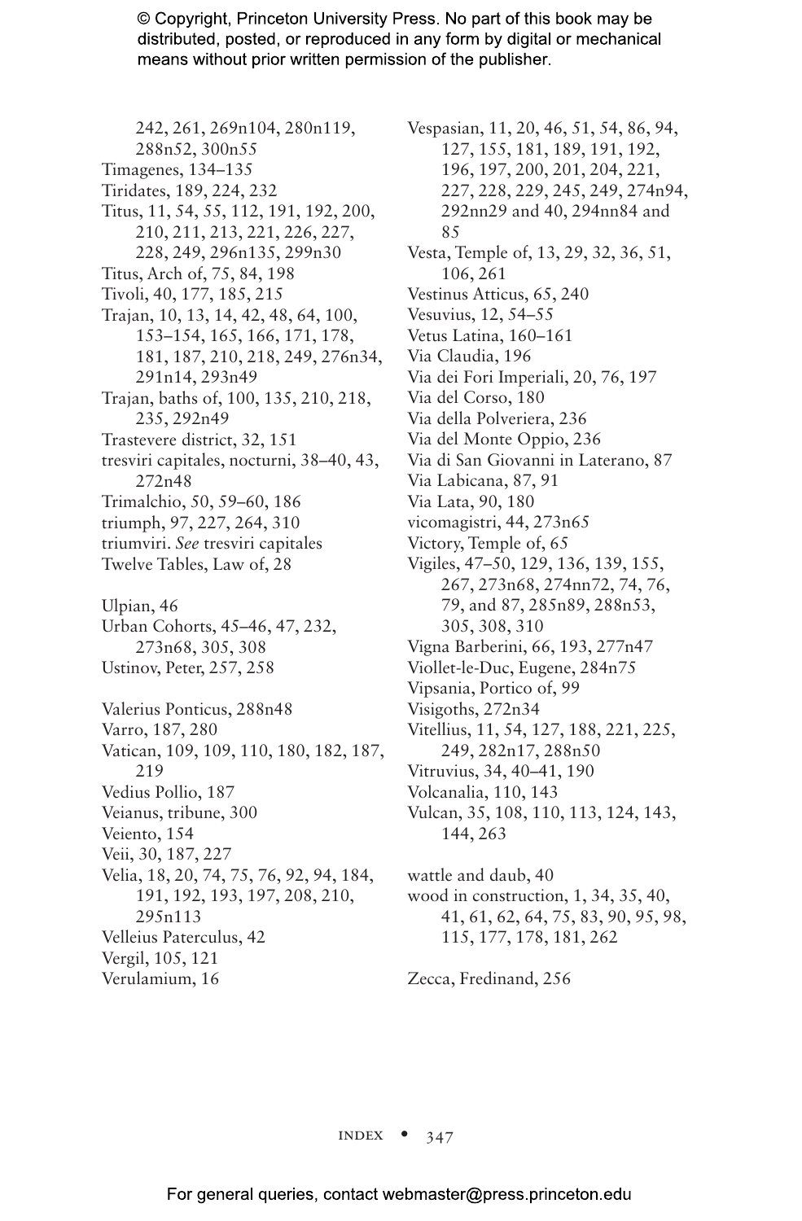242, 261, 269n104, 280n119, 288n52, 300n55
Timagenes, 134–135
Tiridates, 189, 224, 232
Titus, 11, 54, 55, 112, 191, 192, 200, 210, 211, 213, 221, 226, 227, 228, 249, 296n135, 299n30
Titus, Arch of, 75, 84, 198
Tivoli, 40, 177, 185, 215
Trajan, 10, 13, 14, 42, 48, 64, 100, 153–154, 165, 166, 171, 178, 181, 187, 210, 218, 249, 276n34, 291n14, 293n49
Trajan, baths of, 100, 135, 210, 218, 235, 292n49
Trastevere district, 32, 151
tresviri capitales, nocturni, 38–40, 43, 272n48
Trimalchio, 50, 59–60, 186
triumph, 97, 227, 264, 310
triumviri. *See* tresviri capitales
Twelve Tables, Law of, 28

Ulpian, 46
Urban Cohorts, 45–46, 47, 232, 273n68, 305, 308
Ustinov, Peter, 257, 258

Valerius Ponticus, 288n48
Varro, 187, 280
Vatican, 109, 109, 110, 180, 182, 187, 219
Vedius Pollio, 187
Veianus, tribune, 300
Veiento, 154
Veii, 30, 187, 227
Velia, 18, 20, 74, 75, 76, 92, 94, 184, 191, 192, 193, 197, 208, 210, 295n113
Velleius Paterculus, 42
Vergil, 105, 121
Verulamium, 16
Vespasian, 11, 20, 46, 51, 54, 86, 94, 127, 155, 181, 189, 191, 192, 196, 197, 200, 201, 204, 221, 227, 228, 229, 245, 249, 274n94, 292nn29 and 40, 294nn84 and 85
Vesta, Temple of, 13, 29, 32, 36, 51, 106, 261
Vestinus Atticus, 65, 240
Vesuvius, 12, 54–55
Vetus Latina, 160–161
Via Claudia, 196
Via dei Fori Imperiali, 20, 76, 197
Via del Corso, 180
Via della Polveriera, 236
Via del Monte Oppio, 236
Via di San Giovanni in Laterano, 87
Via Labicana, 87, 91
Via Lata, 90, 180
vicomagistri, 44, 273n65
Victory, Temple of, 65
Vigiles, 47–50, 129, 136, 139, 155, 267, 273n68, 274nn72, 74, 76, 79, and 87, 285n89, 288n53, 305, 308, 310
Vigna Barberini, 66, 193, 277n47
Viollet-le-Duc, Eugene, 284n75
Vipsania, Portico of, 99
Visigoths, 272n34
Vitellius, 11, 54, 127, 188, 221, 225, 249, 282n17, 288n50
Vitruvius, 34, 40–41, 190
Volcanalia, 110, 143
Vulcan, 35, 108, 110, 113, 124, 143, 144, 263

wattle and daub, 40
wood in construction, 1, 34, 35, 40, 41, 61, 62, 64, 75, 83, 90, 95, 98, 115, 177, 178, 181, 262

Zecca, Fredinand, 256